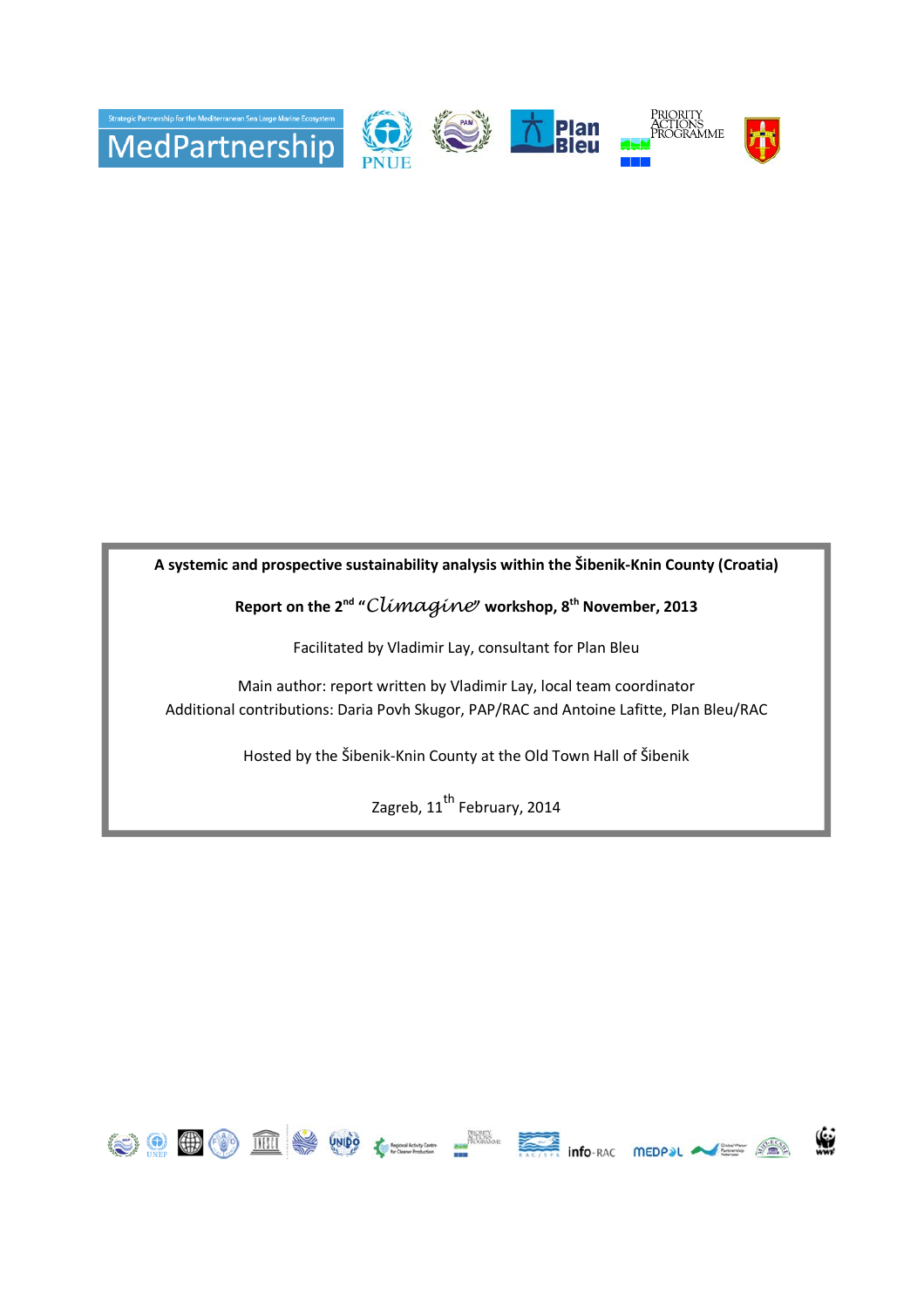**A systemic and prospective sustainability analysis within the Šibenik-Knin County (Croatia)**

**Report on the 2nd "*Climagine*" workshop, 8th November, 2013**

Facilitated by Vladimir Lay, consultant for Plan Bleu

Main author: report written by Vladimir Lay, local team coordinator
Additional contributions: Daria Povh Skugor, PAP/RAC and Antoine Lafitte, Plan Bleu/RAC

Hosted by the Šibenik-Knin County at the Old Town Hall of Šibenik

Zagreb, 11th February, 2014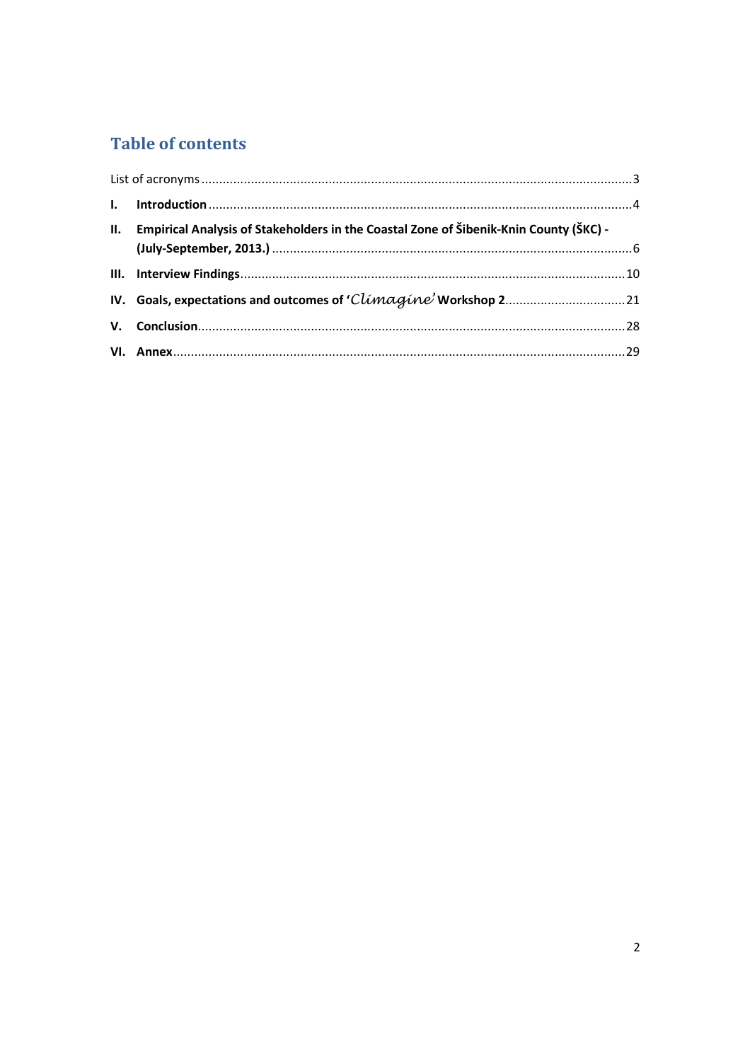# Table of contents

List of acronyms ........................................................................................................................3

**I. Introduction** ........................................................................................................................4

**II. Empirical Analysis of Stakeholders in the Coastal Zone of Šibenik-Knin County (ŠKC) - (July-September, 2013.)** ........................................................................................................6

**III. Interview Findings** .............................................................................................................10

**IV. Goals, expectations and outcomes of '*Climagine*' Workshop 2** ..................................21

**V. Conclusion** ........................................................................................................................28

**VI. Annex** ...............................................................................................................................29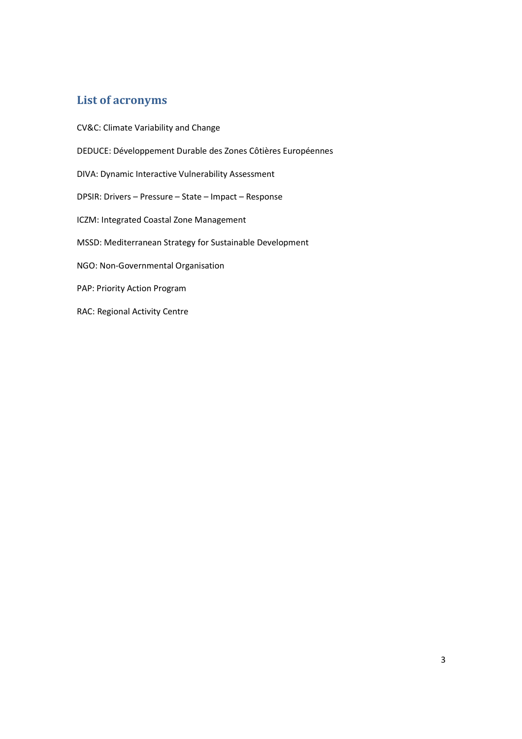## List of acronyms

CV&C: Climate Variability and Change

DEDUCE: Développement Durable des Zones Côtières Européennes

DIVA: Dynamic Interactive Vulnerability Assessment

DPSIR: Drivers – Pressure – State – Impact – Response

ICZM: Integrated Coastal Zone Management

MSSD: Mediterranean Strategy for Sustainable Development

NGO: Non-Governmental Organisation

PAP: Priority Action Program

RAC: Regional Activity Centre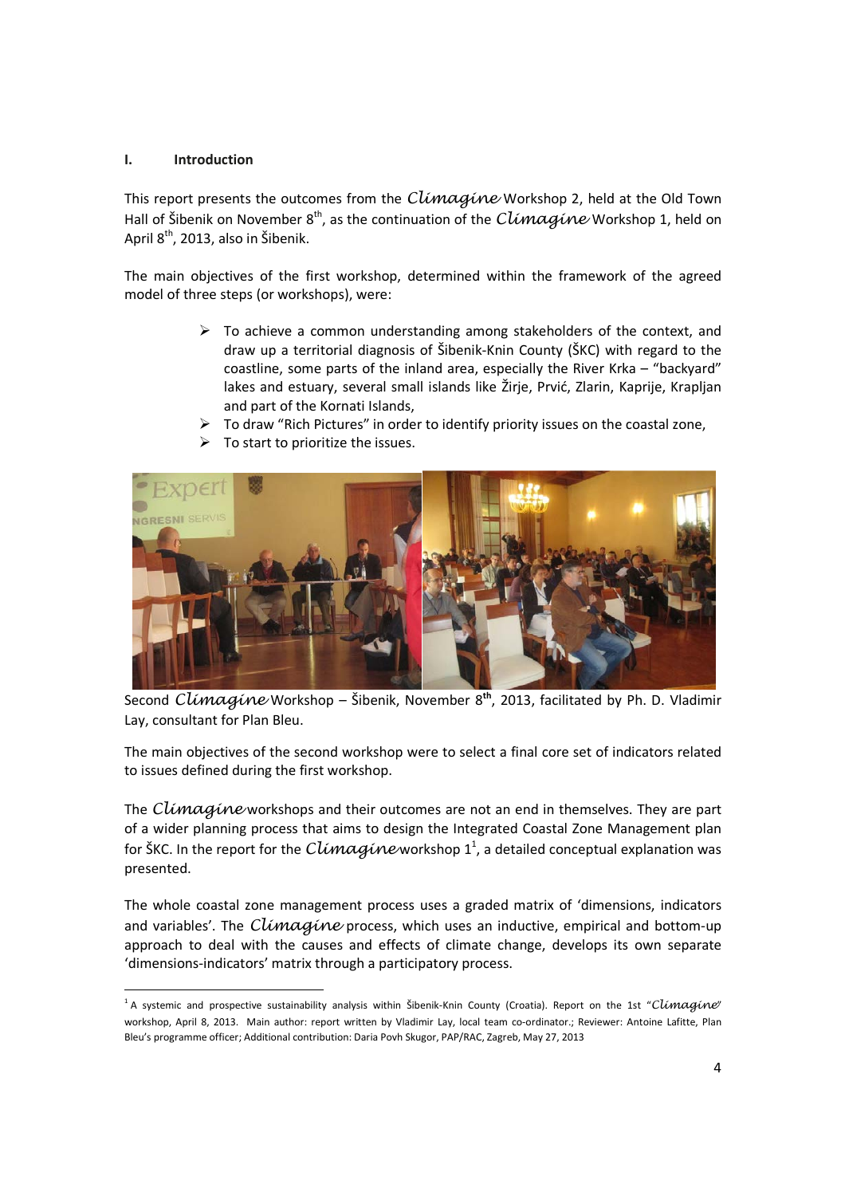## I. Introduction

This report presents the outcomes from the *Climagine* Workshop 2, held at the Old Town Hall of Šibenik on November 8th, as the continuation of the *Climagine* Workshop 1, held on April 8th, 2013, also in Šibenik.

The main objectives of the first workshop, determined within the framework of the agreed model of three steps (or workshops), were:

- To achieve a common understanding among stakeholders of the context, and draw up a territorial diagnosis of Šibenik-Knin County (ŠKC) with regard to the coastline, some parts of the inland area, especially the River Krka – "backyard" lakes and estuary, several small islands like Žirje, Prvić, Zlarin, Kaprije, Krapljan and part of the Kornati Islands,
- To draw "Rich Pictures" in order to identify priority issues on the coastal zone,
- To start to prioritize the issues.

Second *Climagine* Workshop – Šibenik, November 8th, 2013, facilitated by Ph. D. Vladimir Lay, consultant for Plan Bleu.

The main objectives of the second workshop were to select a final core set of indicators related to issues defined during the first workshop.

The *Climagine* workshops and their outcomes are not an end in themselves. They are part of a wider planning process that aims to design the Integrated Coastal Zone Management plan for ŠKC. In the report for the *Climagine* workshop 1[1], a detailed conceptual explanation was presented.

The whole coastal zone management process uses a graded matrix of 'dimensions, indicators and variables'. The *Climagine* process, which uses an inductive, empirical and bottom-up approach to deal with the causes and effects of climate change, develops its own separate 'dimensions-indicators' matrix through a participatory process.

---

[1] A systemic and prospective sustainability analysis within Šibenik-Knin County (Croatia). Report on the 1st "*Climagine*" workshop, April 8, 2013. Main author: report written by Vladimir Lay, local team co-ordinator.; Reviewer: Antoine Lafitte, Plan Bleu's programme officer; Additional contribution: Daria Povh Skugor, PAP/RAC, Zagreb, May 27, 2013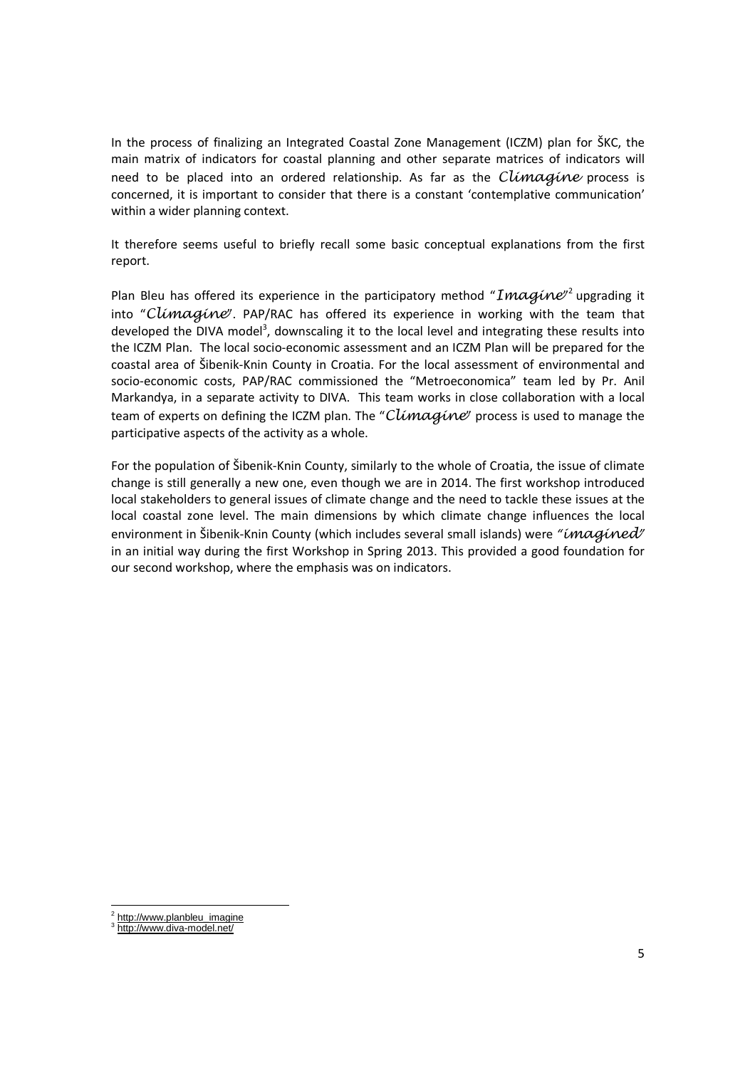In the process of finalizing an Integrated Coastal Zone Management (ICZM) plan for ŠKC, the main matrix of indicators for coastal planning and other separate matrices of indicators will need to be placed into an ordered relationship. As far as the *Climagine* process is concerned, it is important to consider that there is a constant 'contemplative communication' within a wider planning context.

It therefore seems useful to briefly recall some basic conceptual explanations from the first report.

Plan Bleu has offered its experience in the participatory method "*Imagine*"[2] upgrading it into "*Climagine*". PAP/RAC has offered its experience in working with the team that developed the DIVA model[3], downscaling it to the local level and integrating these results into the ICZM Plan. The local socio-economic assessment and an ICZM Plan will be prepared for the coastal area of Šibenik-Knin County in Croatia. For the local assessment of environmental and socio-economic costs, PAP/RAC commissioned the "Metroeconomica" team led by Pr. Anil Markandya, in a separate activity to DIVA. This team works in close collaboration with a local team of experts on defining the ICZM plan. The "*Climagine*" process is used to manage the participative aspects of the activity as a whole.

For the population of Šibenik-Knin County, similarly to the whole of Croatia, the issue of climate change is still generally a new one, even though we are in 2014. The first workshop introduced local stakeholders to general issues of climate change and the need to tackle these issues at the local coastal zone level. The main dimensions by which climate change influences the local environment in Šibenik-Knin County (which includes several small islands) were "*imagined*" in an initial way during the first Workshop in Spring 2013. This provided a good foundation for our second workshop, where the emphasis was on indicators.

---

[2] http://www.planbleu_imagine

[3] http://www.diva-model.net/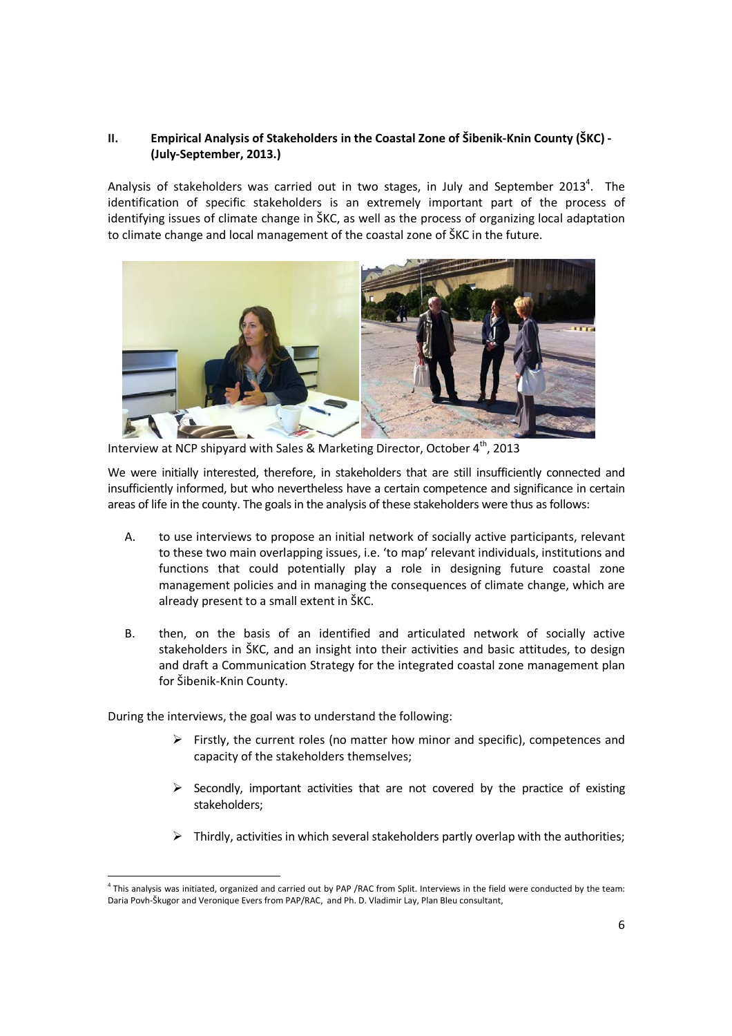## II. Empirical Analysis of Stakeholders in the Coastal Zone of Šibenik-Knin County (ŠKC) - (July-September, 2013.)

Analysis of stakeholders was carried out in two stages, in July and September 2013[4]. The identification of specific stakeholders is an extremely important part of the process of identifying issues of climate change in ŠKC, as well as the process of organizing local adaptation to climate change and local management of the coastal zone of ŠKC in the future.

Interview at NCP shipyard with Sales & Marketing Director, October 4th, 2013

We were initially interested, therefore, in stakeholders that are still insufficiently connected and insufficiently informed, but who nevertheless have a certain competence and significance in certain areas of life in the county. The goals in the analysis of these stakeholders were thus as follows:

A. to use interviews to propose an initial network of socially active participants, relevant to these two main overlapping issues, i.e. 'to map' relevant individuals, institutions and functions that could potentially play a role in designing future coastal zone management policies and in managing the consequences of climate change, which are already present to a small extent in ŠKC.

B. then, on the basis of an identified and articulated network of socially active stakeholders in ŠKC, and an insight into their activities and basic attitudes, to design and draft a Communication Strategy for the integrated coastal zone management plan for Šibenik-Knin County.

During the interviews, the goal was to understand the following:

- Firstly, the current roles (no matter how minor and specific), competences and capacity of the stakeholders themselves;
- Secondly, important activities that are not covered by the practice of existing stakeholders;
- Thirdly, activities in which several stakeholders partly overlap with the authorities;

[4] This analysis was initiated, organized and carried out by PAP /RAC from Split. Interviews in the field were conducted by the team: Daria Povh-Škugor and Veronique Evers from PAP/RAC, and Ph. D. Vladimir Lay, Plan Bleu consultant,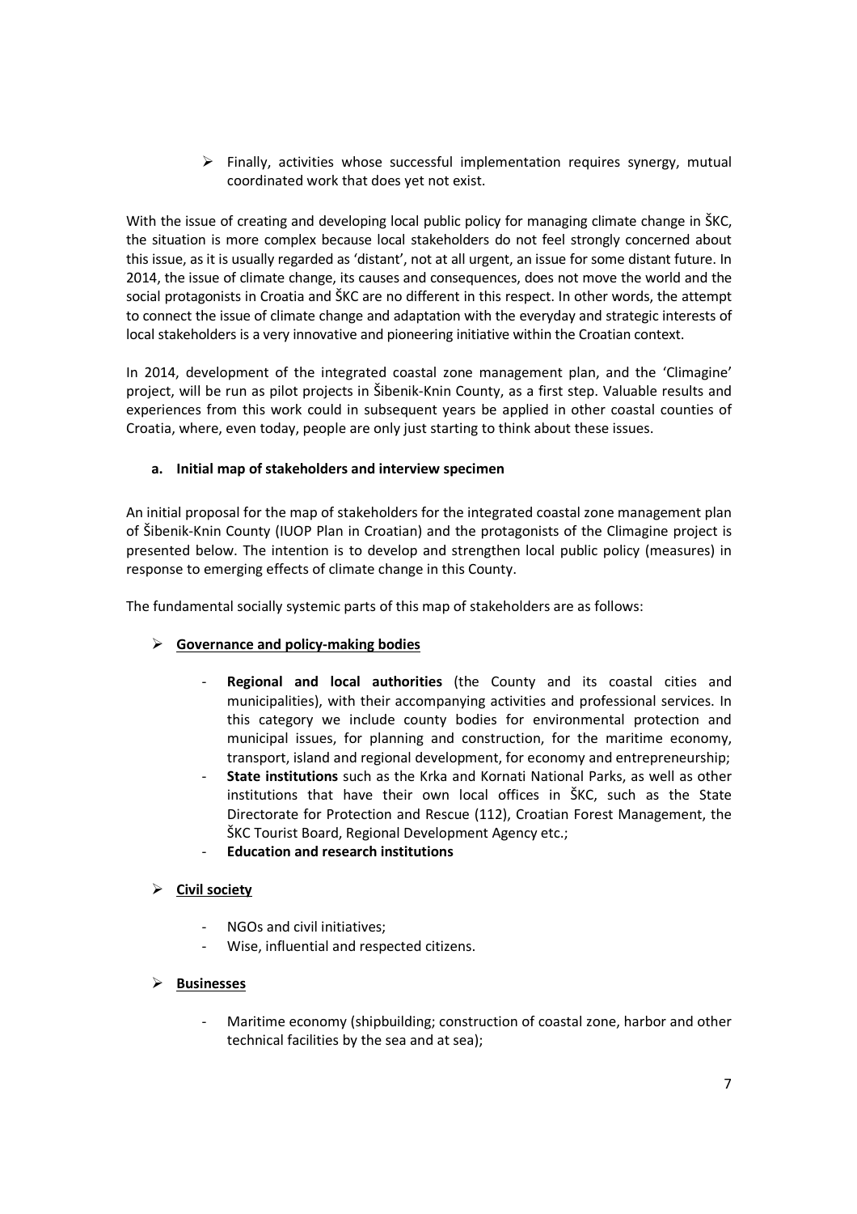- Finally, activities whose successful implementation requires synergy, mutual coordinated work that does yet not exist.

With the issue of creating and developing local public policy for managing climate change in ŠKC, the situation is more complex because local stakeholders do not feel strongly concerned about this issue, as it is usually regarded as 'distant', not at all urgent, an issue for some distant future. In 2014, the issue of climate change, its causes and consequences, does not move the world and the social protagonists in Croatia and ŠKC are no different in this respect. In other words, the attempt to connect the issue of climate change and adaptation with the everyday and strategic interests of local stakeholders is a very innovative and pioneering initiative within the Croatian context.

In 2014, development of the integrated coastal zone management plan, and the 'Climagine' project, will be run as pilot projects in Šibenik-Knin County, as a first step. Valuable results and experiences from this work could in subsequent years be applied in other coastal counties of Croatia, where, even today, people are only just starting to think about these issues.

#### a. Initial map of stakeholders and interview specimen

An initial proposal for the map of stakeholders for the integrated coastal zone management plan of Šibenik-Knin County (IUOP Plan in Croatian) and the protagonists of the Climagine project is presented below. The intention is to develop and strengthen local public policy (measures) in response to emerging effects of climate change in this County.

The fundamental socially systemic parts of this map of stakeholders are as follows:

- **<u>Governance and policy-making bodies</u>**
    - **Regional and local authorities** (the County and its coastal cities and municipalities), with their accompanying activities and professional services. In this category we include county bodies for environmental protection and municipal issues, for planning and construction, for the maritime economy, transport, island and regional development, for economy and entrepreneurship;
    - **State institutions** such as the Krka and Kornati National Parks, as well as other institutions that have their own local offices in ŠKC, such as the State Directorate for Protection and Rescue (112), Croatian Forest Management, the ŠKC Tourist Board, Regional Development Agency etc.;
    - **Education and research institutions**

- **<u>Civil society</u>**
    - NGOs and civil initiatives;
    - Wise, influential and respected citizens.

- **<u>Businesses</u>**
    - Maritime economy (shipbuilding; construction of coastal zone, harbor and other technical facilities by the sea and at sea);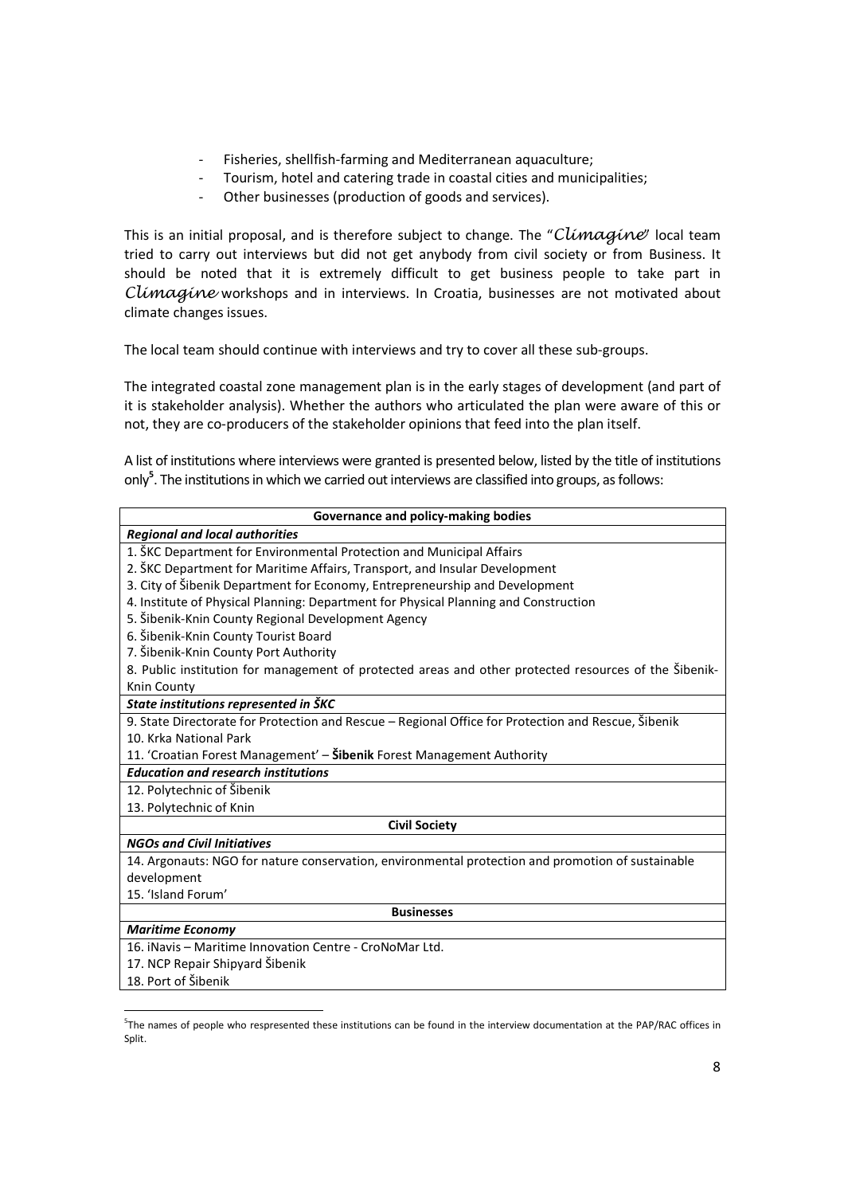- Fisheries, shellfish-farming and Mediterranean aquaculture;
- Tourism, hotel and catering trade in coastal cities and municipalities;
- Other businesses (production of goods and services).

This is an initial proposal, and is therefore subject to change. The "*Climagine*" local team tried to carry out interviews but did not get anybody from civil society or from Business. It should be noted that it is extremely difficult to get business people to take part in *Climagine* workshops and in interviews. In Croatia, businesses are not motivated about climate changes issues.

The local team should continue with interviews and try to cover all these sub-groups.

The integrated coastal zone management plan is in the early stages of development (and part of it is stakeholder analysis). Whether the authors who articulated the plan were aware of this or not, they are co-producers of the stakeholder opinions that feed into the plan itself.

A list of institutions where interviews were granted is presented below, listed by the title of institutions only[5]. The institutions in which we carried out interviews are classified into groups, as follows:

| **Governance and policy-making bodies** |
|---|
| ***Regional and local authorities*** |
| 1. ŠKC Department for Environmental Protection and Municipal Affairs |
| 2. ŠKC Department for Maritime Affairs, Transport, and Insular Development |
| 3. City of Šibenik Department for Economy, Entrepreneurship and Development |
| 4. Institute of Physical Planning: Department for Physical Planning and Construction |
| 5. Šibenik-Knin County Regional Development Agency |
| 6. Šibenik-Knin County Tourist Board |
| 7. Šibenik-Knin County Port Authority |
| 8. Public institution for management of protected areas and other protected resources of the Šibenik-Knin County |
| ***State institutions represented in ŠKC*** |
| 9. State Directorate for Protection and Rescue – Regional Office for Protection and Rescue, Šibenik |
| 10. Krka National Park |
| 11. 'Croatian Forest Management' – **Šibenik** Forest Management Authority |
| ***Education and research institutions*** |
| 12. Polytechnic of Šibenik |
| 13. Polytechnic of Knin |
| **Civil Society** |
| ***NGOs and Civil Initiatives*** |
| 14. Argonauts: NGO for nature conservation, environmental protection and promotion of sustainable development |
| 15. 'Island Forum' |
| **Businesses** |
| ***Maritime Economy*** |
| 16. iNavis – Maritime Innovation Centre - CroNoMar Ltd. |
| 17. NCP Repair Shipyard Šibenik |
| 18. Port of Šibenik |

[5] The names of people who respresented these institutions can be found in the interview documentation at the PAP/RAC offices in Split.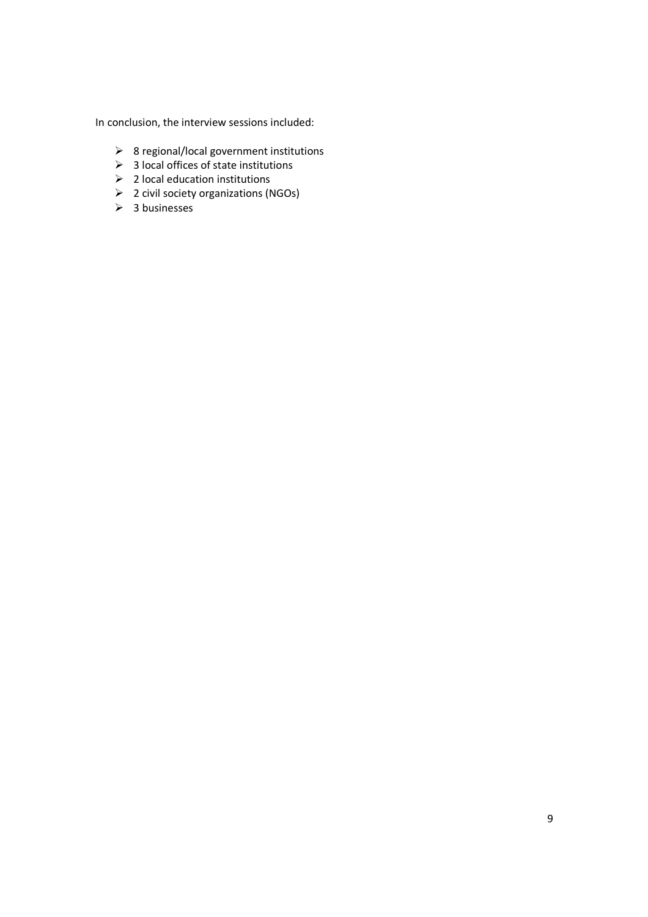In conclusion, the interview sessions included:

- 8 regional/local government institutions
- 3 local offices of state institutions
- 2 local education institutions
- 2 civil society organizations (NGOs)
- 3 businesses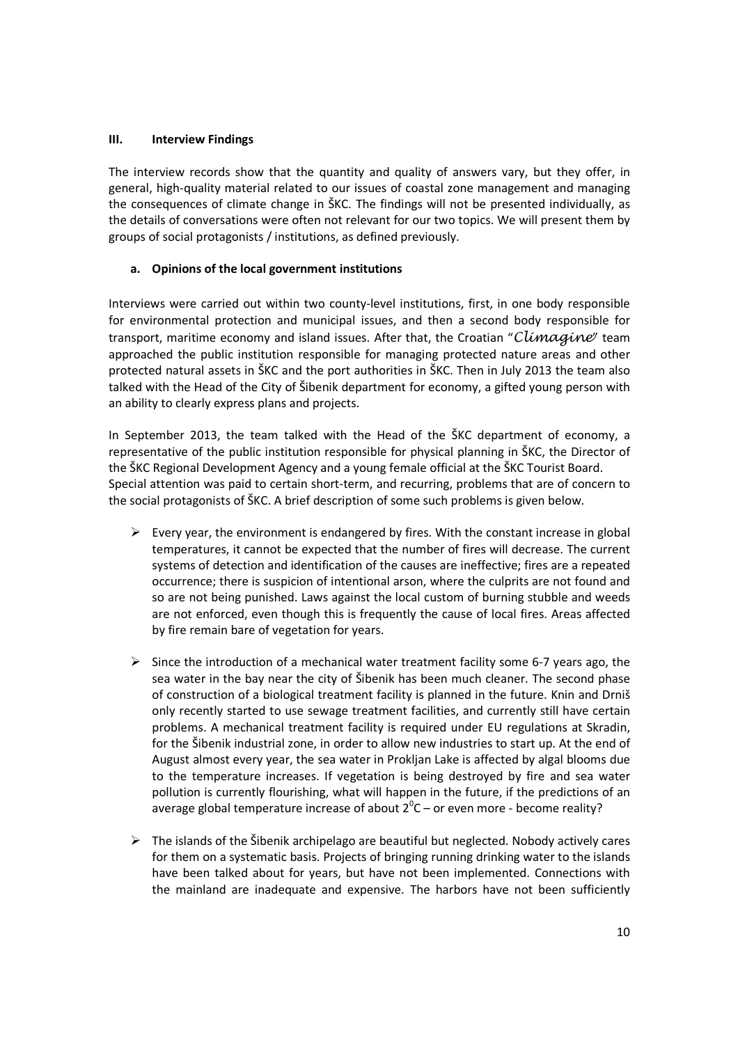## III. Interview Findings

The interview records show that the quantity and quality of answers vary, but they offer, in general, high-quality material related to our issues of coastal zone management and managing the consequences of climate change in ŠKC. The findings will not be presented individually, as the details of conversations were often not relevant for our two topics. We will present them by groups of social protagonists / institutions, as defined previously.

### a. Opinions of the local government institutions

Interviews were carried out within two county-level institutions, first, in one body responsible for environmental protection and municipal issues, and then a second body responsible for transport, maritime economy and island issues. After that, the Croatian "*Climagine*" team approached the public institution responsible for managing protected nature areas and other protected natural assets in ŠKC and the port authorities in ŠKC. Then in July 2013 the team also talked with the Head of the City of Šibenik department for economy, a gifted young person with an ability to clearly express plans and projects.

In September 2013, the team talked with the Head of the ŠKC department of economy, a representative of the public institution responsible for physical planning in ŠKC, the Director of the ŠKC Regional Development Agency and a young female official at the ŠKC Tourist Board. Special attention was paid to certain short-term, and recurring, problems that are of concern to the social protagonists of ŠKC. A brief description of some such problems is given below.

- Every year, the environment is endangered by fires. With the constant increase in global temperatures, it cannot be expected that the number of fires will decrease. The current systems of detection and identification of the causes are ineffective; fires are a repeated occurrence; there is suspicion of intentional arson, where the culprits are not found and so are not being punished. Laws against the local custom of burning stubble and weeds are not enforced, even though this is frequently the cause of local fires. Areas affected by fire remain bare of vegetation for years.

- Since the introduction of a mechanical water treatment facility some 6-7 years ago, the sea water in the bay near the city of Šibenik has been much cleaner. The second phase of construction of a biological treatment facility is planned in the future. Knin and Drniš only recently started to use sewage treatment facilities, and currently still have certain problems. A mechanical treatment facility is required under EU regulations at Skradin, for the Šibenik industrial zone, in order to allow new industries to start up. At the end of August almost every year, the sea water in Prokljan Lake is affected by algal blooms due to the temperature increases. If vegetation is being destroyed by fire and sea water pollution is currently flourishing, what will happen in the future, if the predictions of an average global temperature increase of about $2^0$C – or even more - become reality?

- The islands of the Šibenik archipelago are beautiful but neglected. Nobody actively cares for them on a systematic basis. Projects of bringing running drinking water to the islands have been talked about for years, but have not been implemented. Connections with the mainland are inadequate and expensive. The harbors have not been sufficiently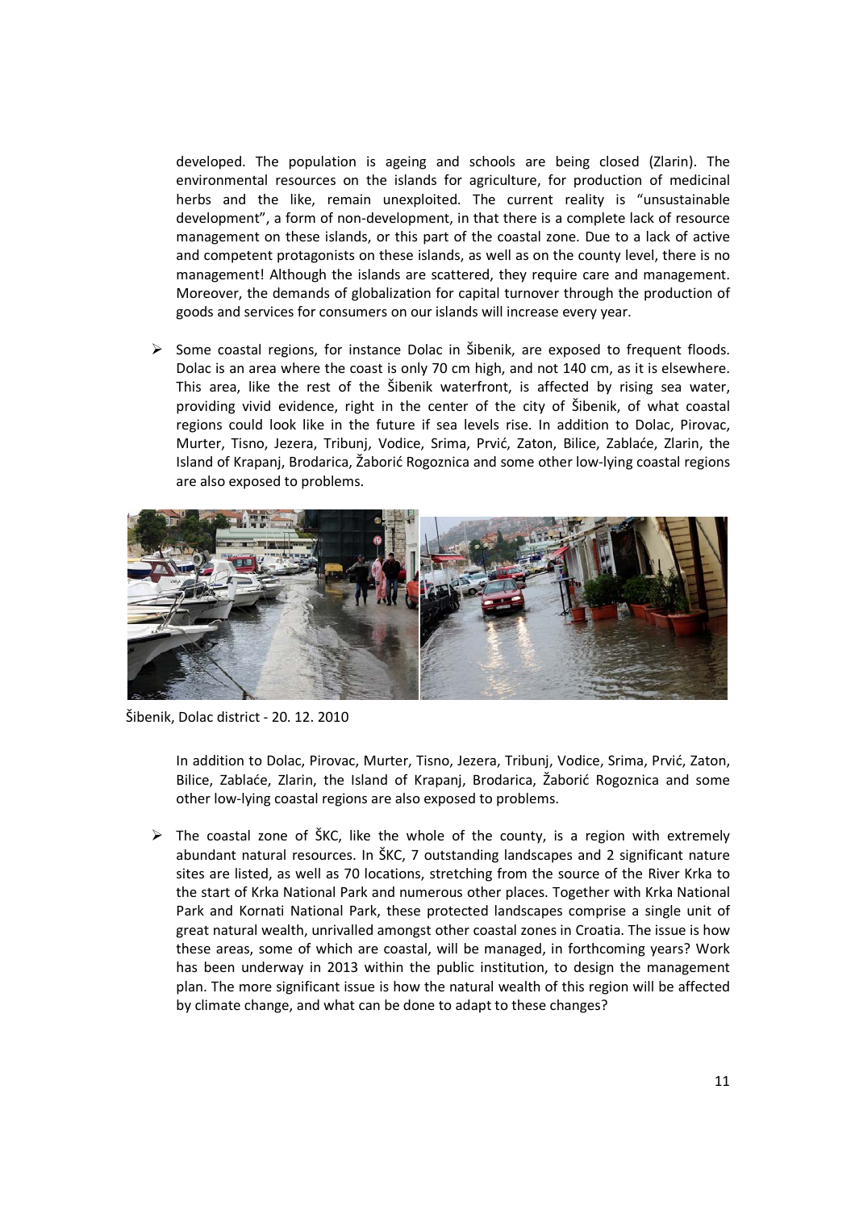developed. The population is ageing and schools are being closed (Zlarin). The environmental resources on the islands for agriculture, for production of medicinal herbs and the like, remain unexploited. The current reality is "unsustainable development", a form of non-development, in that there is a complete lack of resource management on these islands, or this part of the coastal zone. Due to a lack of active and competent protagonists on these islands, as well as on the county level, there is no management! Although the islands are scattered, they require care and management. Moreover, the demands of globalization for capital turnover through the production of goods and services for consumers on our islands will increase every year.

- Some coastal regions, for instance Dolac in Šibenik, are exposed to frequent floods. Dolac is an area where the coast is only 70 cm high, and not 140 cm, as it is elsewhere. This area, like the rest of the Šibenik waterfront, is affected by rising sea water, providing vivid evidence, right in the center of the city of Šibenik, of what coastal regions could look like in the future if sea levels rise. In addition to Dolac, Pirovac, Murter, Tisno, Jezera, Tribunj, Vodice, Srima, Prvić, Zaton, Bilice, Zablaće, Zlarin, the Island of Krapanj, Brodarica, Žaborić Rogoznica and some other low-lying coastal regions are also exposed to problems.

Šibenik, Dolac district - 20. 12. 2010

In addition to Dolac, Pirovac, Murter, Tisno, Jezera, Tribunj, Vodice, Srima, Prvić, Zaton, Bilice, Zablaće, Zlarin, the Island of Krapanj, Brodarica, Žaborić Rogoznica and some other low-lying coastal regions are also exposed to problems.

- The coastal zone of ŠKC, like the whole of the county, is a region with extremely abundant natural resources. In ŠKC, 7 outstanding landscapes and 2 significant nature sites are listed, as well as 70 locations, stretching from the source of the River Krka to the start of Krka National Park and numerous other places. Together with Krka National Park and Kornati National Park, these protected landscapes comprise a single unit of great natural wealth, unrivalled amongst other coastal zones in Croatia. The issue is how these areas, some of which are coastal, will be managed, in forthcoming years? Work has been underway in 2013 within the public institution, to design the management plan. The more significant issue is how the natural wealth of this region will be affected by climate change, and what can be done to adapt to these changes?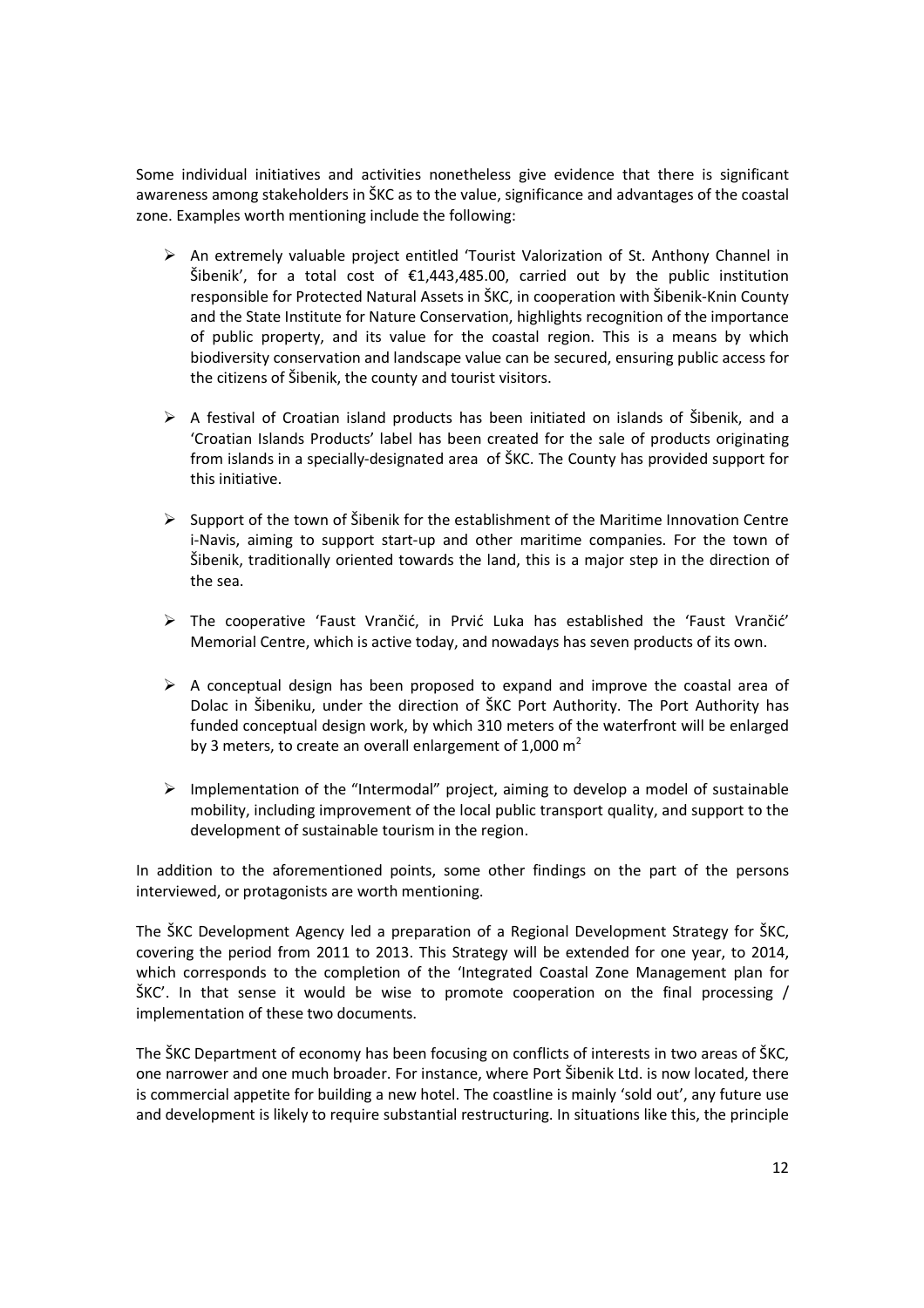Some individual initiatives and activities nonetheless give evidence that there is significant awareness among stakeholders in ŠKC as to the value, significance and advantages of the coastal zone. Examples worth mentioning include the following:

- An extremely valuable project entitled 'Tourist Valorization of St. Anthony Channel in Šibenik', for a total cost of €1,443,485.00, carried out by the public institution responsible for Protected Natural Assets in ŠKC, in cooperation with Šibenik-Knin County and the State Institute for Nature Conservation, highlights recognition of the importance of public property, and its value for the coastal region. This is a means by which biodiversity conservation and landscape value can be secured, ensuring public access for the citizens of Šibenik, the county and tourist visitors.

- A festival of Croatian island products has been initiated on islands of Šibenik, and a 'Croatian Islands Products' label has been created for the sale of products originating from islands in a specially-designated area of ŠKC. The County has provided support for this initiative.

- Support of the town of Šibenik for the establishment of the Maritime Innovation Centre i-Navis, aiming to support start-up and other maritime companies. For the town of Šibenik, traditionally oriented towards the land, this is a major step in the direction of the sea.

- The cooperative 'Faust Vrančić, in Prvić Luka has established the 'Faust Vrančić' Memorial Centre, which is active today, and nowadays has seven products of its own.

- A conceptual design has been proposed to expand and improve the coastal area of Dolac in Šibeniku, under the direction of ŠKC Port Authority. The Port Authority has funded conceptual design work, by which 310 meters of the waterfront will be enlarged by 3 meters, to create an overall enlargement of 1,000 $m^2$

- Implementation of the "Intermodal" project, aiming to develop a model of sustainable mobility, including improvement of the local public transport quality, and support to the development of sustainable tourism in the region.

In addition to the aforementioned points, some other findings on the part of the persons interviewed, or protagonists are worth mentioning.

The ŠKC Development Agency led a preparation of a Regional Development Strategy for ŠKC, covering the period from 2011 to 2013. This Strategy will be extended for one year, to 2014, which corresponds to the completion of the 'Integrated Coastal Zone Management plan for ŠKC'. In that sense it would be wise to promote cooperation on the final processing / implementation of these two documents.

The ŠKC Department of economy has been focusing on conflicts of interests in two areas of ŠKC, one narrower and one much broader. For instance, where Port Šibenik Ltd. is now located, there is commercial appetite for building a new hotel. The coastline is mainly 'sold out', any future use and development is likely to require substantial restructuring. In situations like this, the principle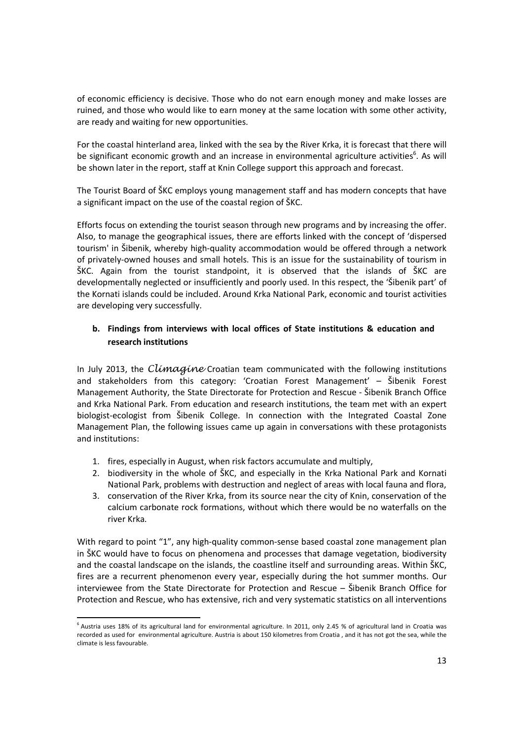of economic efficiency is decisive. Those who do not earn enough money and make losses are ruined, and those who would like to earn money at the same location with some other activity, are ready and waiting for new opportunities.

For the coastal hinterland area, linked with the sea by the River Krka, it is forecast that there will be significant economic growth and an increase in environmental agriculture activities[6]. As will be shown later in the report, staff at Knin College support this approach and forecast.

The Tourist Board of ŠKC employs young management staff and has modern concepts that have a significant impact on the use of the coastal region of ŠKC.

Efforts focus on extending the tourist season through new programs and by increasing the offer. Also, to manage the geographical issues, there are efforts linked with the concept of 'dispersed tourism' in Šibenik, whereby high-quality accommodation would be offered through a network of privately-owned houses and small hotels. This is an issue for the sustainability of tourism in ŠKC. Again from the tourist standpoint, it is observed that the islands of ŠKC are developmentally neglected or insufficiently and poorly used. In this respect, the 'Šibenik part' of the Kornati islands could be included. Around Krka National Park, economic and tourist activities are developing very successfully.

### b. Findings from interviews with local offices of State institutions & education and research institutions

In July 2013, the *Climagine* Croatian team communicated with the following institutions and stakeholders from this category: 'Croatian Forest Management' – Šibenik Forest Management Authority, the State Directorate for Protection and Rescue - Šibenik Branch Office and Krka National Park. From education and research institutions, the team met with an expert biologist-ecologist from Šibenik College. In connection with the Integrated Coastal Zone Management Plan, the following issues came up again in conversations with these protagonists and institutions:

1. fires, especially in August, when risk factors accumulate and multiply,
2. biodiversity in the whole of ŠKC, and especially in the Krka National Park and Kornati National Park, problems with destruction and neglect of areas with local fauna and flora,
3. conservation of the River Krka, from its source near the city of Knin, conservation of the calcium carbonate rock formations, without which there would be no waterfalls on the river Krka.

With regard to point "1", any high-quality common-sense based coastal zone management plan in ŠKC would have to focus on phenomena and processes that damage vegetation, biodiversity and the coastal landscape on the islands, the coastline itself and surrounding areas. Within ŠKC, fires are a recurrent phenomenon every year, especially during the hot summer months. Our interviewee from the State Directorate for Protection and Rescue – Šibenik Branch Office for Protection and Rescue, who has extensive, rich and very systematic statistics on all interventions

---

[6] Austria uses 18% of its agricultural land for environmental agriculture. In 2011, only 2.45 % of agricultural land in Croatia was recorded as used for environmental agriculture. Austria is about 150 kilometres from Croatia , and it has not got the sea, while the climate is less favourable.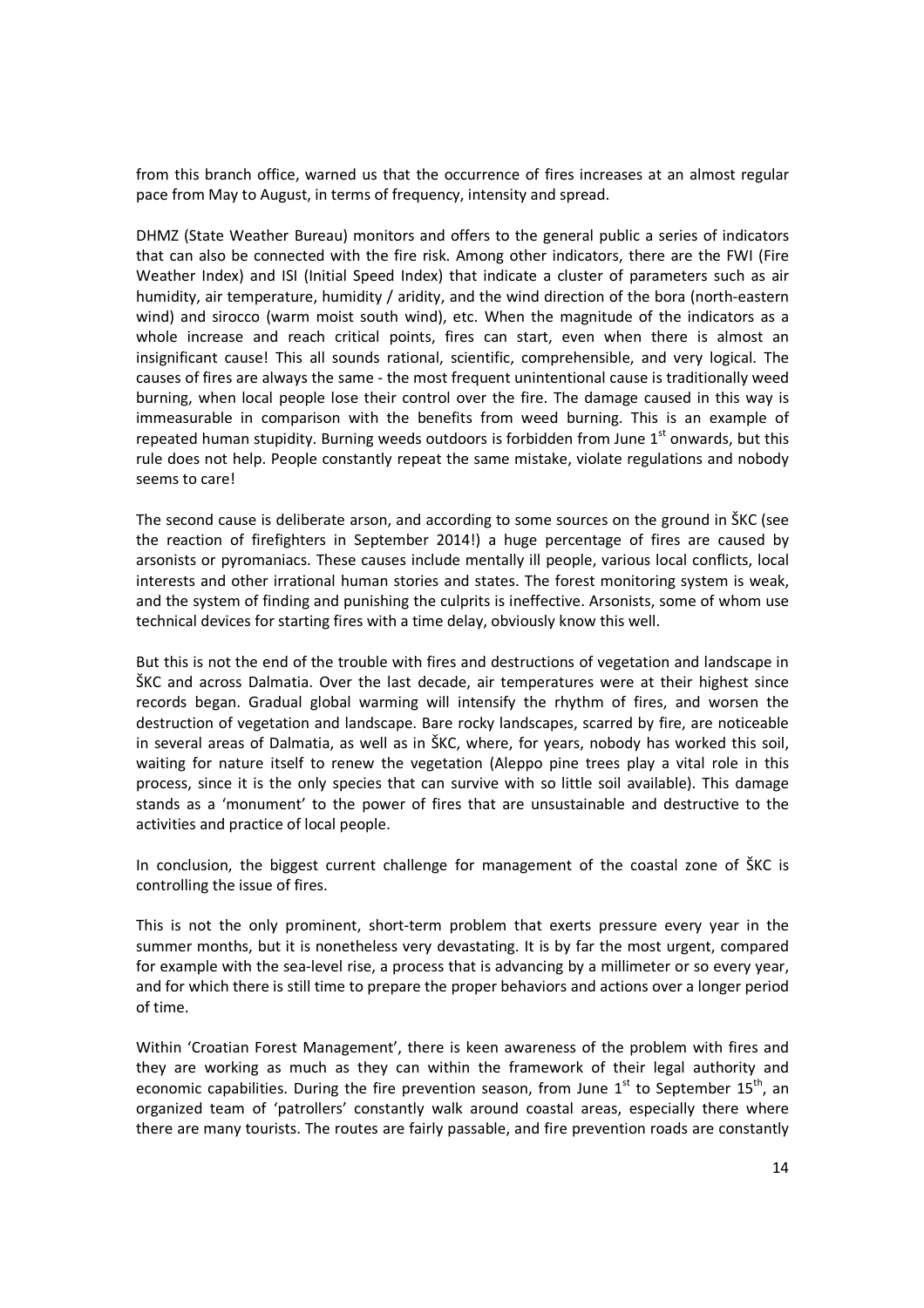from this branch office, warned us that the occurrence of fires increases at an almost regular pace from May to August, in terms of frequency, intensity and spread.

DHMZ (State Weather Bureau) monitors and offers to the general public a series of indicators that can also be connected with the fire risk. Among other indicators, there are the FWI (Fire Weather Index) and ISI (Initial Speed Index) that indicate a cluster of parameters such as air humidity, air temperature, humidity / aridity, and the wind direction of the bora (north-eastern wind) and sirocco (warm moist south wind), etc. When the magnitude of the indicators as a whole increase and reach critical points, fires can start, even when there is almost an insignificant cause! This all sounds rational, scientific, comprehensible, and very logical. The causes of fires are always the same - the most frequent unintentional cause is traditionally weed burning, when local people lose their control over the fire. The damage caused in this way is immeasurable in comparison with the benefits from weed burning. This is an example of repeated human stupidity. Burning weeds outdoors is forbidden from June 1st onwards, but this rule does not help. People constantly repeat the same mistake, violate regulations and nobody seems to care!

The second cause is deliberate arson, and according to some sources on the ground in ŠKC (see the reaction of firefighters in September 2014!) a huge percentage of fires are caused by arsonists or pyromaniacs. These causes include mentally ill people, various local conflicts, local interests and other irrational human stories and states. The forest monitoring system is weak, and the system of finding and punishing the culprits is ineffective. Arsonists, some of whom use technical devices for starting fires with a time delay, obviously know this well.

But this is not the end of the trouble with fires and destructions of vegetation and landscape in ŠKC and across Dalmatia. Over the last decade, air temperatures were at their highest since records began. Gradual global warming will intensify the rhythm of fires, and worsen the destruction of vegetation and landscape. Bare rocky landscapes, scarred by fire, are noticeable in several areas of Dalmatia, as well as in ŠKC, where, for years, nobody has worked this soil, waiting for nature itself to renew the vegetation (Aleppo pine trees play a vital role in this process, since it is the only species that can survive with so little soil available). This damage stands as a 'monument' to the power of fires that are unsustainable and destructive to the activities and practice of local people.

In conclusion, the biggest current challenge for management of the coastal zone of ŠKC is controlling the issue of fires.

This is not the only prominent, short-term problem that exerts pressure every year in the summer months, but it is nonetheless very devastating. It is by far the most urgent, compared for example with the sea-level rise, a process that is advancing by a millimeter or so every year, and for which there is still time to prepare the proper behaviors and actions over a longer period of time.

Within 'Croatian Forest Management', there is keen awareness of the problem with fires and they are working as much as they can within the framework of their legal authority and economic capabilities. During the fire prevention season, from June 1st to September 15th, an organized team of 'patrollers' constantly walk around coastal areas, especially there where there are many tourists. The routes are fairly passable, and fire prevention roads are constantly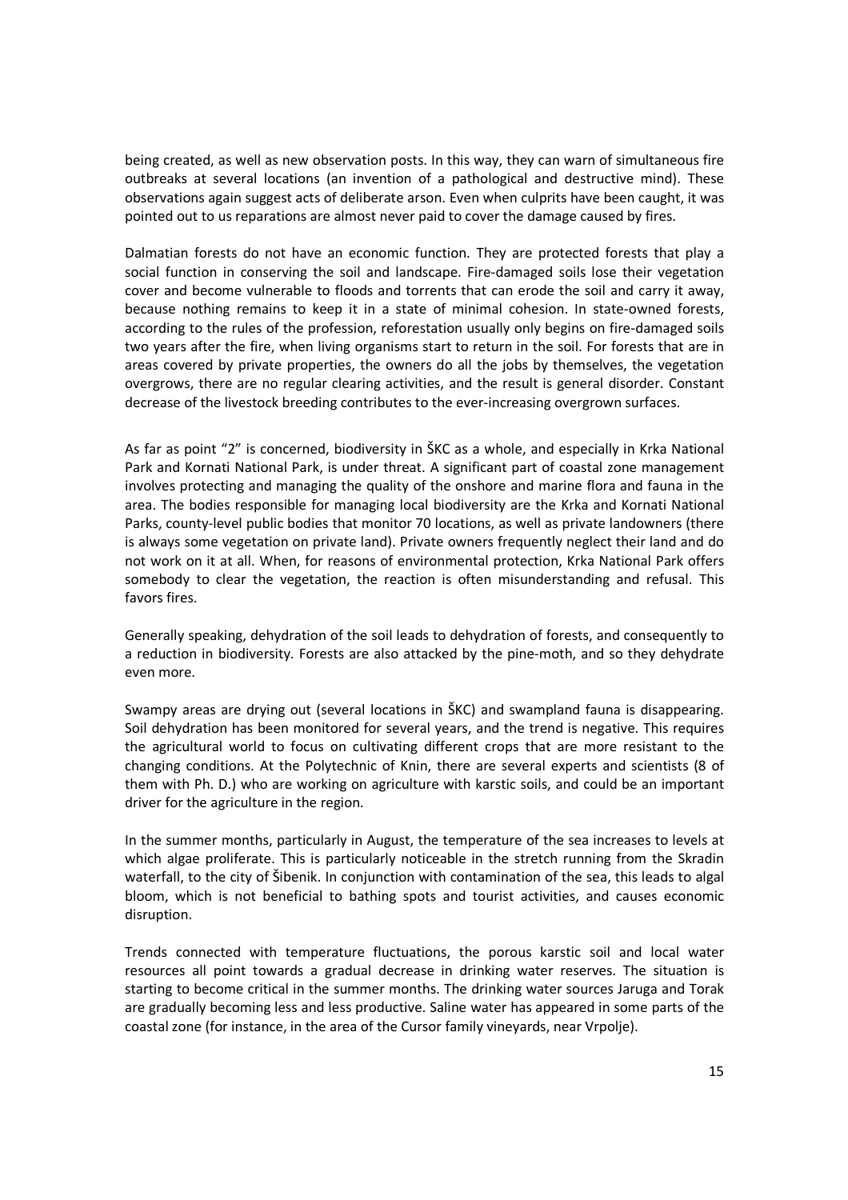being created, as well as new observation posts. In this way, they can warn of simultaneous fire outbreaks at several locations (an invention of a pathological and destructive mind). These observations again suggest acts of deliberate arson. Even when culprits have been caught, it was pointed out to us reparations are almost never paid to cover the damage caused by fires.

Dalmatian forests do not have an economic function. They are protected forests that play a social function in conserving the soil and landscape. Fire-damaged soils lose their vegetation cover and become vulnerable to floods and torrents that can erode the soil and carry it away, because nothing remains to keep it in a state of minimal cohesion. In state-owned forests, according to the rules of the profession, reforestation usually only begins on fire-damaged soils two years after the fire, when living organisms start to return in the soil. For forests that are in areas covered by private properties, the owners do all the jobs by themselves, the vegetation overgrows, there are no regular clearing activities, and the result is general disorder. Constant decrease of the livestock breeding contributes to the ever-increasing overgrown surfaces.

As far as point "2" is concerned, biodiversity in ŠKC as a whole, and especially in Krka National Park and Kornati National Park, is under threat. A significant part of coastal zone management involves protecting and managing the quality of the onshore and marine flora and fauna in the area. The bodies responsible for managing local biodiversity are the Krka and Kornati National Parks, county-level public bodies that monitor 70 locations, as well as private landowners (there is always some vegetation on private land). Private owners frequently neglect their land and do not work on it at all. When, for reasons of environmental protection, Krka National Park offers somebody to clear the vegetation, the reaction is often misunderstanding and refusal. This favors fires.

Generally speaking, dehydration of the soil leads to dehydration of forests, and consequently to a reduction in biodiversity. Forests are also attacked by the pine-moth, and so they dehydrate even more.

Swampy areas are drying out (several locations in ŠKC) and swampland fauna is disappearing. Soil dehydration has been monitored for several years, and the trend is negative. This requires the agricultural world to focus on cultivating different crops that are more resistant to the changing conditions. At the Polytechnic of Knin, there are several experts and scientists (8 of them with Ph. D.) who are working on agriculture with karstic soils, and could be an important driver for the agriculture in the region.

In the summer months, particularly in August, the temperature of the sea increases to levels at which algae proliferate. This is particularly noticeable in the stretch running from the Skradin waterfall, to the city of Šibenik. In conjunction with contamination of the sea, this leads to algal bloom, which is not beneficial to bathing spots and tourist activities, and causes economic disruption.

Trends connected with temperature fluctuations, the porous karstic soil and local water resources all point towards a gradual decrease in drinking water reserves. The situation is starting to become critical in the summer months. The drinking water sources Jaruga and Torak are gradually becoming less and less productive. Saline water has appeared in some parts of the coastal zone (for instance, in the area of the Cursor family vineyards, near Vrpolje).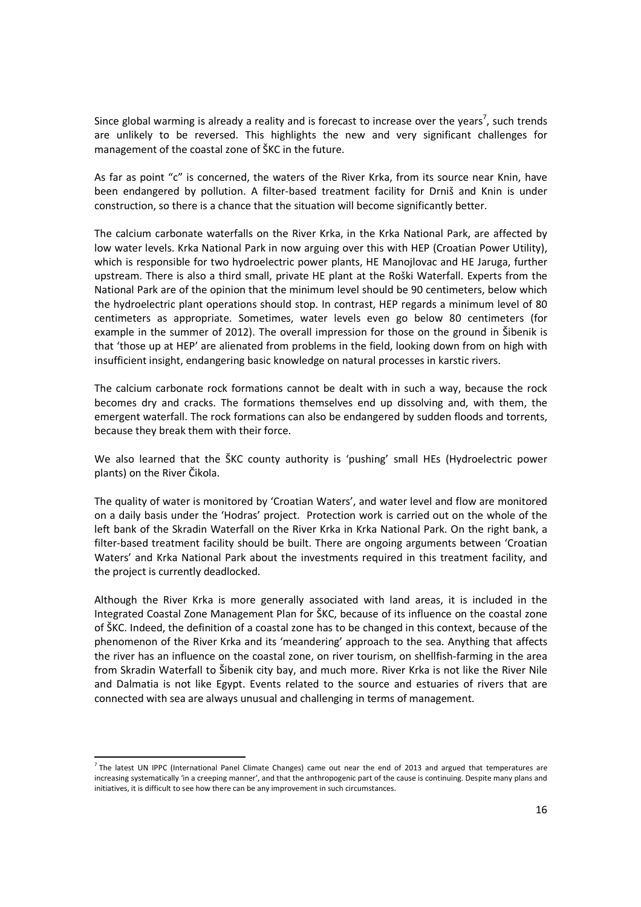Since global warming is already a reality and is forecast to increase over the years[7], such trends are unlikely to be reversed. This highlights the new and very significant challenges for management of the coastal zone of ŠKC in the future.

As far as point "c" is concerned, the waters of the River Krka, from its source near Knin, have been endangered by pollution. A filter-based treatment facility for Drniš and Knin is under construction, so there is a chance that the situation will become significantly better.

The calcium carbonate waterfalls on the River Krka, in the Krka National Park, are affected by low water levels. Krka National Park in now arguing over this with HEP (Croatian Power Utility), which is responsible for two hydroelectric power plants, HE Manojlovac and HE Jaruga, further upstream. There is also a third small, private HE plant at the Roški Waterfall. Experts from the National Park are of the opinion that the minimum level should be 90 centimeters, below which the hydroelectric plant operations should stop. In contrast, HEP regards a minimum level of 80 centimeters as appropriate. Sometimes, water levels even go below 80 centimeters (for example in the summer of 2012). The overall impression for those on the ground in Šibenik is that 'those up at HEP' are alienated from problems in the field, looking down from on high with insufficient insight, endangering basic knowledge on natural processes in karstic rivers.

The calcium carbonate rock formations cannot be dealt with in such a way, because the rock becomes dry and cracks. The formations themselves end up dissolving and, with them, the emergent waterfall. The rock formations can also be endangered by sudden floods and torrents, because they break them with their force.

We also learned that the ŠKC county authority is 'pushing' small HEs (Hydroelectric power plants) on the River Čikola.

The quality of water is monitored by 'Croatian Waters', and water level and flow are monitored on a daily basis under the 'Hodras' project. Protection work is carried out on the whole of the left bank of the Skradin Waterfall on the River Krka in Krka National Park. On the right bank, a filter-based treatment facility should be built. There are ongoing arguments between 'Croatian Waters' and Krka National Park about the investments required in this treatment facility, and the project is currently deadlocked.

Although the River Krka is more generally associated with land areas, it is included in the Integrated Coastal Zone Management Plan for ŠKC, because of its influence on the coastal zone of ŠKC. Indeed, the definition of a coastal zone has to be changed in this context, because of the phenomenon of the River Krka and its 'meandering' approach to the sea. Anything that affects the river has an influence on the coastal zone, on river tourism, on shellfish-farming in the area from Skradin Waterfall to Šibenik city bay, and much more. River Krka is not like the River Nile and Dalmatia is not like Egypt. Events related to the source and estuaries of rivers that are connected with sea are always unusual and challenging in terms of management.

---

[7] The latest UN IPPC (International Panel Climate Changes) came out near the end of 2013 and argued that temperatures are increasing systematically 'in a creeping manner', and that the anthropogenic part of the cause is continuing. Despite many plans and initiatives, it is difficult to see how there can be any improvement in such circumstances.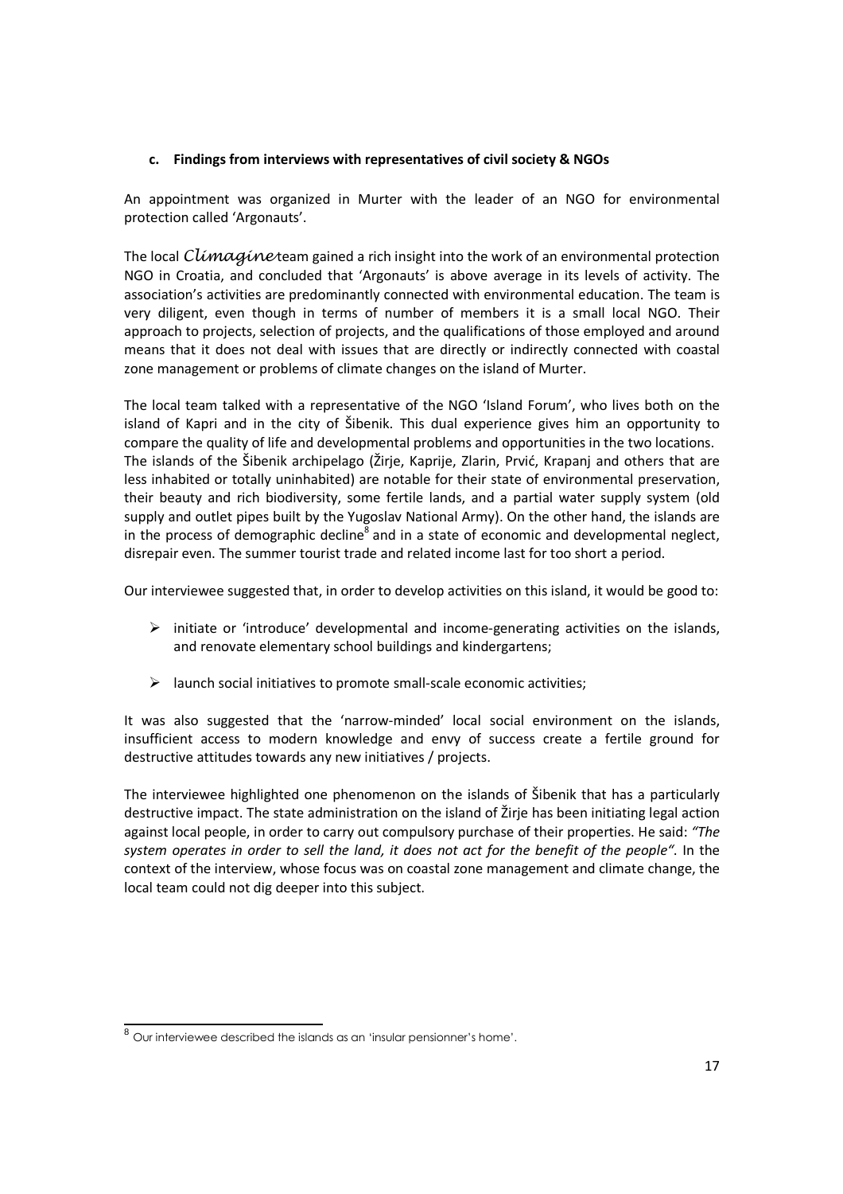#### c. Findings from interviews with representatives of civil society & NGOs

An appointment was organized in Murter with the leader of an NGO for environmental protection called 'Argonauts'.

The local *Climagine* team gained a rich insight into the work of an environmental protection NGO in Croatia, and concluded that 'Argonauts' is above average in its levels of activity. The association's activities are predominantly connected with environmental education. The team is very diligent, even though in terms of number of members it is a small local NGO. Their approach to projects, selection of projects, and the qualifications of those employed and around means that it does not deal with issues that are directly or indirectly connected with coastal zone management or problems of climate changes on the island of Murter.

The local team talked with a representative of the NGO 'Island Forum', who lives both on the island of Kapri and in the city of Šibenik. This dual experience gives him an opportunity to compare the quality of life and developmental problems and opportunities in the two locations. The islands of the Šibenik archipelago (Žirje, Kaprije, Zlarin, Prvić, Krapanj and others that are less inhabited or totally uninhabited) are notable for their state of environmental preservation, their beauty and rich biodiversity, some fertile lands, and a partial water supply system (old supply and outlet pipes built by the Yugoslav National Army). On the other hand, the islands are in the process of demographic decline[8] and in a state of economic and developmental neglect, disrepair even. The summer tourist trade and related income last for too short a period.

Our interviewee suggested that, in order to develop activities on this island, it would be good to:

- initiate or 'introduce' developmental and income-generating activities on the islands, and renovate elementary school buildings and kindergartens;
- launch social initiatives to promote small-scale economic activities;

It was also suggested that the 'narrow-minded' local social environment on the islands, insufficient access to modern knowledge and envy of success create a fertile ground for destructive attitudes towards any new initiatives / projects.

The interviewee highlighted one phenomenon on the islands of Šibenik that has a particularly destructive impact. The state administration on the island of Žirje has been initiating legal action against local people, in order to carry out compulsory purchase of their properties. He said: *"The system operates in order to sell the land, it does not act for the benefit of the people"*. In the context of the interview, whose focus was on coastal zone management and climate change, the local team could not dig deeper into this subject.

---

[8] Our interviewee described the islands as an 'insular pensionner's home'.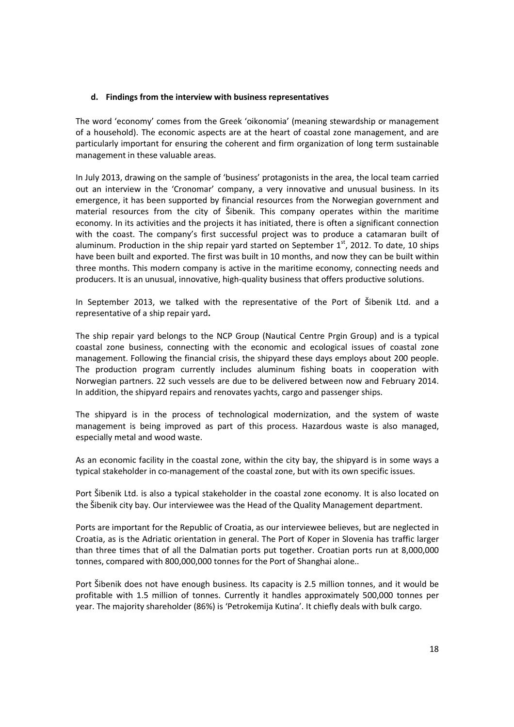#### d. Findings from the interview with business representatives

The word 'economy' comes from the Greek 'oikonomia' (meaning stewardship or management of a household). The economic aspects are at the heart of coastal zone management, and are particularly important for ensuring the coherent and firm organization of long term sustainable management in these valuable areas.

In July 2013, drawing on the sample of 'business' protagonists in the area, the local team carried out an interview in the 'Cronomar' company, a very innovative and unusual business. In its emergence, it has been supported by financial resources from the Norwegian government and material resources from the city of Šibenik. This company operates within the maritime economy. In its activities and the projects it has initiated, there is often a significant connection with the coast. The company's first successful project was to produce a catamaran built of aluminum. Production in the ship repair yard started on September 1st, 2012. To date, 10 ships have been built and exported. The first was built in 10 months, and now they can be built within three months. This modern company is active in the maritime economy, connecting needs and producers. It is an unusual, innovative, high-quality business that offers productive solutions.

In September 2013, we talked with the representative of the Port of Šibenik Ltd. and a representative of a ship repair yard**.**

The ship repair yard belongs to the NCP Group (Nautical Centre Prgin Group) and is a typical coastal zone business, connecting with the economic and ecological issues of coastal zone management. Following the financial crisis, the shipyard these days employs about 200 people. The production program currently includes aluminum fishing boats in cooperation with Norwegian partners. 22 such vessels are due to be delivered between now and February 2014. In addition, the shipyard repairs and renovates yachts, cargo and passenger ships.

The shipyard is in the process of technological modernization, and the system of waste management is being improved as part of this process. Hazardous waste is also managed, especially metal and wood waste.

As an economic facility in the coastal zone, within the city bay, the shipyard is in some ways a typical stakeholder in co-management of the coastal zone, but with its own specific issues.

Port Šibenik Ltd. is also a typical stakeholder in the coastal zone economy. It is also located on the Šibenik city bay. Our interviewee was the Head of the Quality Management department.

Ports are important for the Republic of Croatia, as our interviewee believes, but are neglected in Croatia, as is the Adriatic orientation in general. The Port of Koper in Slovenia has traffic larger than three times that of all the Dalmatian ports put together. Croatian ports run at 8,000,000 tonnes, compared with 800,000,000 tonnes for the Port of Shanghai alone..

Port Šibenik does not have enough business. Its capacity is 2.5 million tonnes, and it would be profitable with 1.5 million of tonnes. Currently it handles approximately 500,000 tonnes per year. The majority shareholder (86%) is 'Petrokemija Kutina'. It chiefly deals with bulk cargo.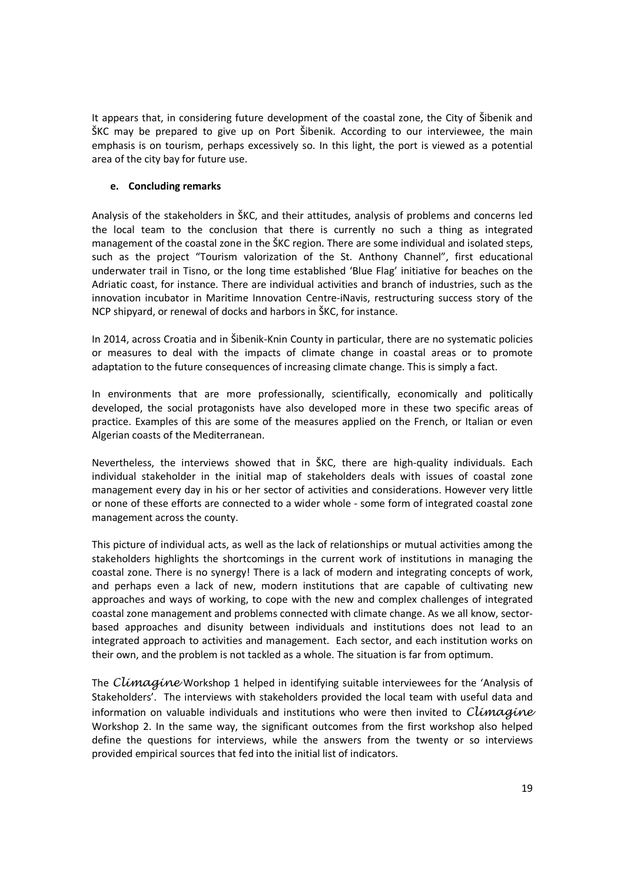It appears that, in considering future development of the coastal zone, the City of Šibenik and ŠKC may be prepared to give up on Port Šibenik. According to our interviewee, the main emphasis is on tourism, perhaps excessively so. In this light, the port is viewed as a potential area of the city bay for future use.

#### e. Concluding remarks

Analysis of the stakeholders in ŠKC, and their attitudes, analysis of problems and concerns led the local team to the conclusion that there is currently no such a thing as integrated management of the coastal zone in the ŠKC region. There are some individual and isolated steps, such as the project "Tourism valorization of the St. Anthony Channel", first educational underwater trail in Tisno, or the long time established 'Blue Flag' initiative for beaches on the Adriatic coast, for instance. There are individual activities and branch of industries, such as the innovation incubator in Maritime Innovation Centre-iNavis, restructuring success story of the NCP shipyard, or renewal of docks and harbors in ŠKC, for instance.

In 2014, across Croatia and in Šibenik-Knin County in particular, there are no systematic policies or measures to deal with the impacts of climate change in coastal areas or to promote adaptation to the future consequences of increasing climate change. This is simply a fact.

In environments that are more professionally, scientifically, economically and politically developed, the social protagonists have also developed more in these two specific areas of practice. Examples of this are some of the measures applied on the French, or Italian or even Algerian coasts of the Mediterranean.

Nevertheless, the interviews showed that in ŠKC, there are high-quality individuals. Each individual stakeholder in the initial map of stakeholders deals with issues of coastal zone management every day in his or her sector of activities and considerations. However very little or none of these efforts are connected to a wider whole - some form of integrated coastal zone management across the county.

This picture of individual acts, as well as the lack of relationships or mutual activities among the stakeholders highlights the shortcomings in the current work of institutions in managing the coastal zone. There is no synergy! There is a lack of modern and integrating concepts of work, and perhaps even a lack of new, modern institutions that are capable of cultivating new approaches and ways of working, to cope with the new and complex challenges of integrated coastal zone management and problems connected with climate change. As we all know, sector-based approaches and disunity between individuals and institutions does not lead to an integrated approach to activities and management. Each sector, and each institution works on their own, and the problem is not tackled as a whole. The situation is far from optimum.

The *Climagine* Workshop 1 helped in identifying suitable interviewees for the 'Analysis of Stakeholders'. The interviews with stakeholders provided the local team with useful data and information on valuable individuals and institutions who were then invited to *Climagine* Workshop 2. In the same way, the significant outcomes from the first workshop also helped define the questions for interviews, while the answers from the twenty or so interviews provided empirical sources that fed into the initial list of indicators.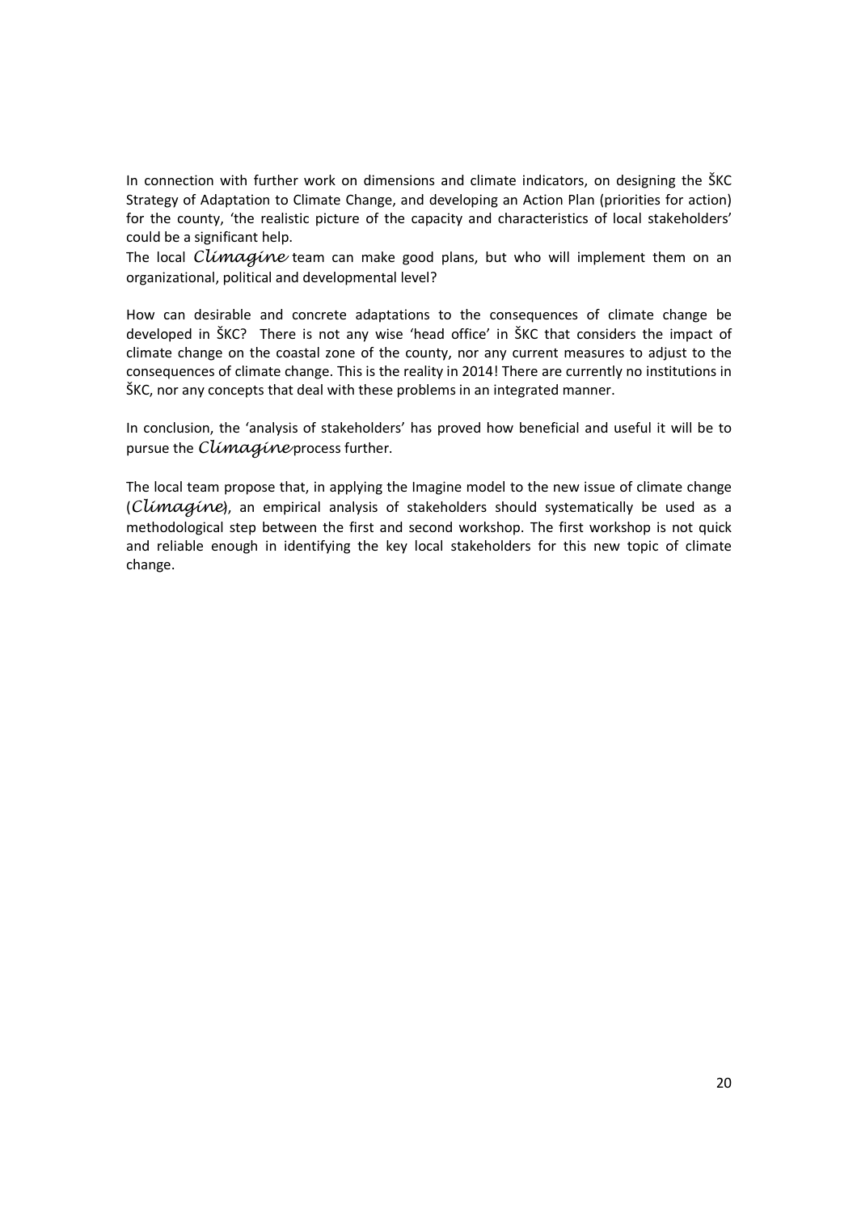In connection with further work on dimensions and climate indicators, on designing the ŠKC Strategy of Adaptation to Climate Change, and developing an Action Plan (priorities for action) for the county, 'the realistic picture of the capacity and characteristics of local stakeholders' could be a significant help.
The local *Climagine* team can make good plans, but who will implement them on an organizational, political and developmental level?

How can desirable and concrete adaptations to the consequences of climate change be developed in ŠKC? There is not any wise 'head office' in ŠKC that considers the impact of climate change on the coastal zone of the county, nor any current measures to adjust to the consequences of climate change. This is the reality in 2014! There are currently no institutions in ŠKC, nor any concepts that deal with these problems in an integrated manner.

In conclusion, the 'analysis of stakeholders' has proved how beneficial and useful it will be to pursue the *Climagine* process further.

The local team propose that, in applying the Imagine model to the new issue of climate change (*Climagine*), an empirical analysis of stakeholders should systematically be used as a methodological step between the first and second workshop. The first workshop is not quick and reliable enough in identifying the key local stakeholders for this new topic of climate change.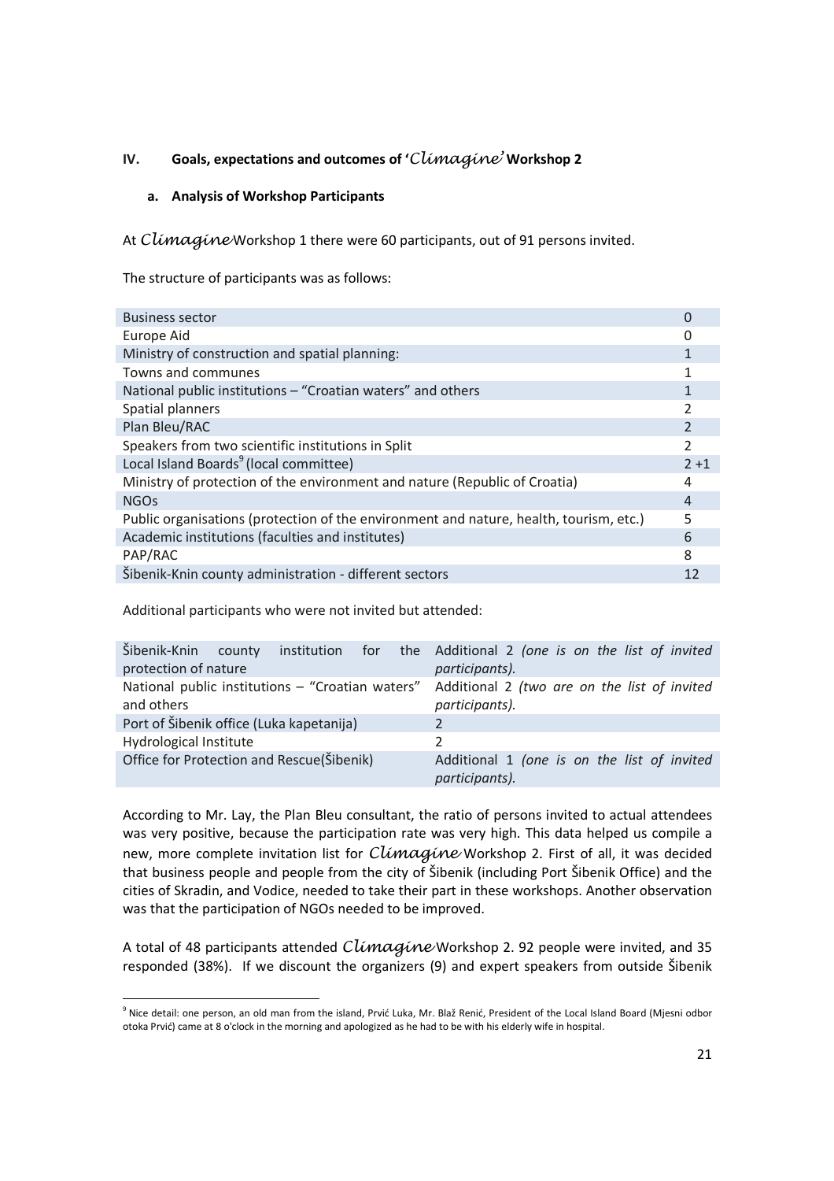## IV. Goals, expectations and outcomes of '*Climagine*' Workshop 2

### a. Analysis of Workshop Participants

At *Climagine* Workshop 1 there were 60 participants, out of 91 persons invited.

The structure of participants was as follows:

| | |
|---|---|
| Business sector | 0 |
| Europe Aid | 0 |
| Ministry of construction and spatial planning: | 1 |
| Towns and communes | 1 |
| National public institutions – "Croatian waters" and others | 1 |
| Spatial planners | 2 |
| Plan Bleu/RAC | 2 |
| Speakers from two scientific institutions in Split | 2 |
| Local Island Boards[9] (local committee) | 2 +1 |
| Ministry of protection of the environment and nature (Republic of Croatia) | 4 |
| NGOs | 4 |
| Public organisations (protection of the environment and nature, health, tourism, etc.) | 5 |
| Academic institutions (faculties and institutes) | 6 |
| PAP/RAC | 8 |
| Šibenik-Knin county administration - different sectors | 12 |

Additional participants who were not invited but attended:

| | |
|---|---|
| Šibenik-Knin county institution for the protection of nature | Additional 2 *(one is on the list of invited participants).* |
| National public institutions – "Croatian waters" and others | Additional 2 *(two are on the list of invited participants).* |
| Port of Šibenik office (Luka kapetanija) | 2 |
| Hydrological Institute | 2 |
| Office for Protection and Rescue(Šibenik) | Additional 1 *(one is on the list of invited participants).* |

According to Mr. Lay, the Plan Bleu consultant, the ratio of persons invited to actual attendees was very positive, because the participation rate was very high. This data helped us compile a new, more complete invitation list for *Climagine* Workshop 2. First of all, it was decided that business people and people from the city of Šibenik (including Port Šibenik Office) and the cities of Skradin, and Vodice, needed to take their part in these workshops. Another observation was that the participation of NGOs needed to be improved.

A total of 48 participants attended *Climagine* Workshop 2. 92 people were invited, and 35 responded (38%). If we discount the organizers (9) and expert speakers from outside Šibenik

[9] Nice detail: one person, an old man from the island, Prvić Luka, Mr. Blaž Renić, President of the Local Island Board (Mjesni odbor otoka Prvić) came at 8 o'clock in the morning and apologized as he had to be with his elderly wife in hospital.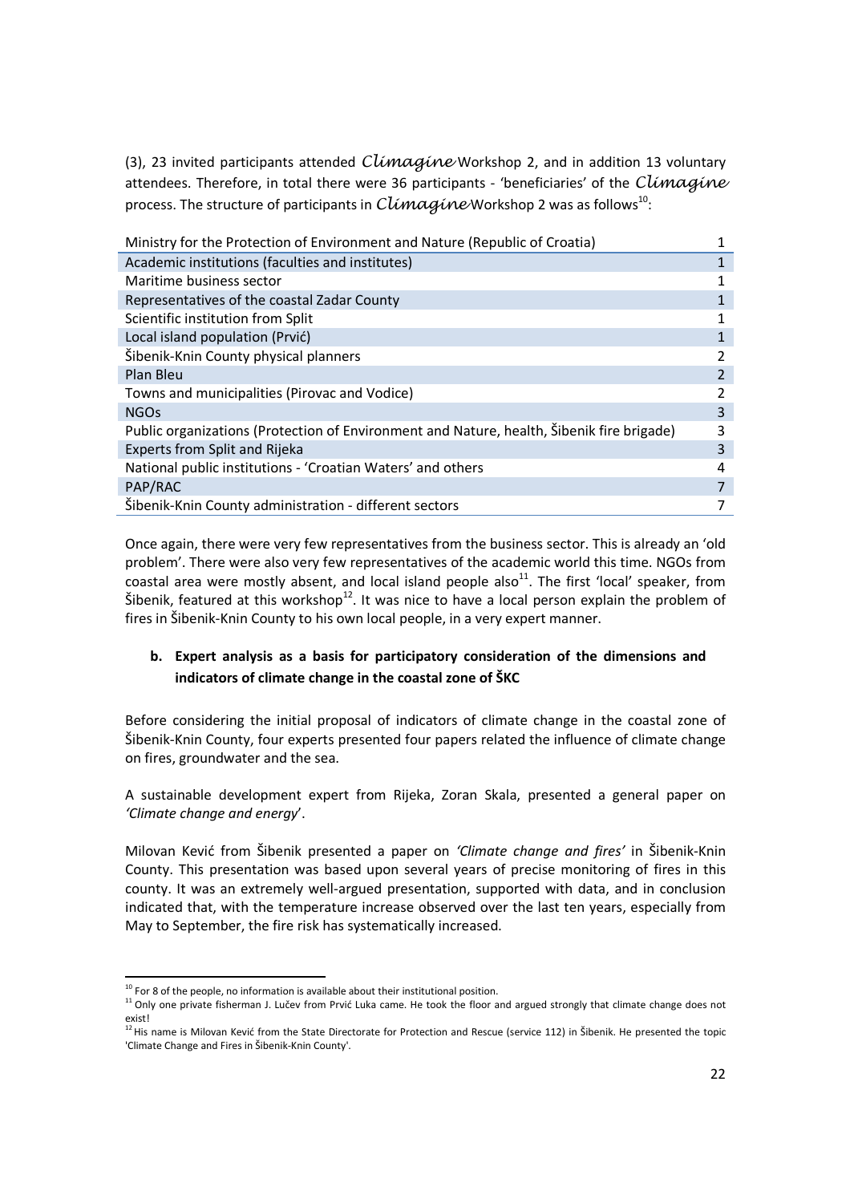(3), 23 invited participants attended *Climagine* Workshop 2, and in addition 13 voluntary attendees. Therefore, in total there were 36 participants - 'beneficiaries' of the *Climagine* process. The structure of participants in *Climagine* Workshop 2 was as follows[10]:

| Participant group | Number |
|---|---|
| Ministry for the Protection of Environment and Nature (Republic of Croatia) | 1 |
| Academic institutions (faculties and institutes) | 1 |
| Maritime business sector | 1 |
| Representatives of the coastal Zadar County | 1 |
| Scientific institution from Split | 1 |
| Local island population (Prvić) | 1 |
| Šibenik-Knin County physical planners | 2 |
| Plan Bleu | 2 |
| Towns and municipalities (Pirovac and Vodice) | 2 |
| NGOs | 3 |
| Public organizations (Protection of Environment and Nature, health, Šibenik fire brigade) | 3 |
| Experts from Split and Rijeka | 3 |
| National public institutions - 'Croatian Waters' and others | 4 |
| PAP/RAC | 7 |
| Šibenik-Knin County administration - different sectors | 7 |

Once again, there were very few representatives from the business sector. This is already an 'old problem'. There were also very few representatives of the academic world this time. NGOs from coastal area were mostly absent, and local island people also[11]. The first 'local' speaker, from Šibenik, featured at this workshop[12]. It was nice to have a local person explain the problem of fires in Šibenik-Knin County to his own local people, in a very expert manner.

**b. Expert analysis as a basis for participatory consideration of the dimensions and indicators of climate change in the coastal zone of ŠKC**

Before considering the initial proposal of indicators of climate change in the coastal zone of Šibenik-Knin County, four experts presented four papers related the influence of climate change on fires, groundwater and the sea.

A sustainable development expert from Rijeka, Zoran Skala, presented a general paper on *'Climate change and energy*'.

Milovan Kević from Šibenik presented a paper on *'Climate change and fires'* in Šibenik-Knin County. This presentation was based upon several years of precise monitoring of fires in this county. It was an extremely well-argued presentation, supported with data, and in conclusion indicated that, with the temperature increase observed over the last ten years, especially from May to September, the fire risk has systematically increased.

---

[10] For 8 of the people, no information is available about their institutional position.

[11] Only one private fisherman J. Lučev from Prvić Luka came. He took the floor and argued strongly that climate change does not exist!

[12] His name is Milovan Kević from the State Directorate for Protection and Rescue (service 112) in Šibenik. He presented the topic 'Climate Change and Fires in Šibenik-Knin County'.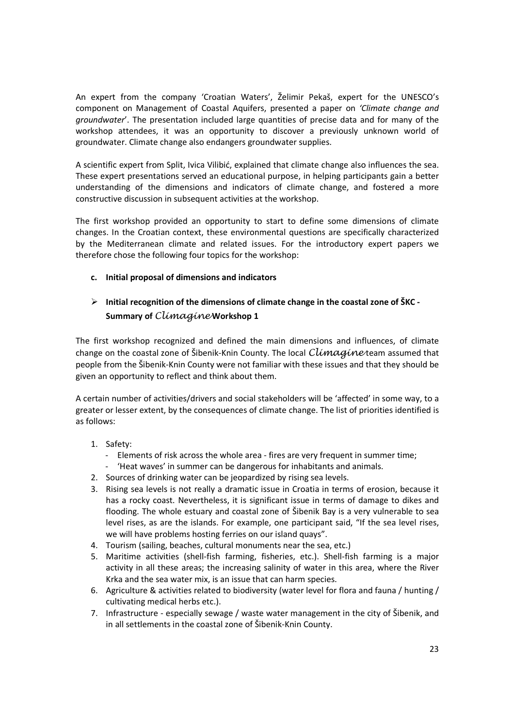An expert from the company 'Croatian Waters', Želimir Pekaš, expert for the UNESCO's component on Management of Coastal Aquifers, presented a paper on *'Climate change and groundwater*'. The presentation included large quantities of precise data and for many of the workshop attendees, it was an opportunity to discover a previously unknown world of groundwater. Climate change also endangers groundwater supplies.

A scientific expert from Split, Ivica Vilibić, explained that climate change also influences the sea. These expert presentations served an educational purpose, in helping participants gain a better understanding of the dimensions and indicators of climate change, and fostered a more constructive discussion in subsequent activities at the workshop.

The first workshop provided an opportunity to start to define some dimensions of climate changes. In the Croatian context, these environmental questions are specifically characterized by the Mediterranean climate and related issues. For the introductory expert papers we therefore chose the following four topics for the workshop:

**c. Initial proposal of dimensions and indicators**

- **Initial recognition of the dimensions of climate change in the coastal zone of ŠKC - Summary of *Climagine* Workshop 1**

The first workshop recognized and defined the main dimensions and influences, of climate change on the coastal zone of Šibenik-Knin County. The local *Climagine* team assumed that people from the Šibenik-Knin County were not familiar with these issues and that they should be given an opportunity to reflect and think about them.

A certain number of activities/drivers and social stakeholders will be 'affected' in some way, to a greater or lesser extent, by the consequences of climate change. The list of priorities identified is as follows:

1. Safety:
   - Elements of risk across the whole area - fires are very frequent in summer time;
   - 'Heat waves' in summer can be dangerous for inhabitants and animals.
2. Sources of drinking water can be jeopardized by rising sea levels.
3. Rising sea levels is not really a dramatic issue in Croatia in terms of erosion, because it has a rocky coast. Nevertheless, it is significant issue in terms of damage to dikes and flooding. The whole estuary and coastal zone of Šibenik Bay is a very vulnerable to sea level rises, as are the islands. For example, one participant said, "If the sea level rises, we will have problems hosting ferries on our island quays".
4. Tourism (sailing, beaches, cultural monuments near the sea, etc.)
5. Maritime activities (shell-fish farming, fisheries, etc.). Shell-fish farming is a major activity in all these areas; the increasing salinity of water in this area, where the River Krka and the sea water mix, is an issue that can harm species.
6. Agriculture & activities related to biodiversity (water level for flora and fauna / hunting / cultivating medical herbs etc.).
7. Infrastructure - especially sewage / waste water management in the city of Šibenik, and in all settlements in the coastal zone of Šibenik-Knin County.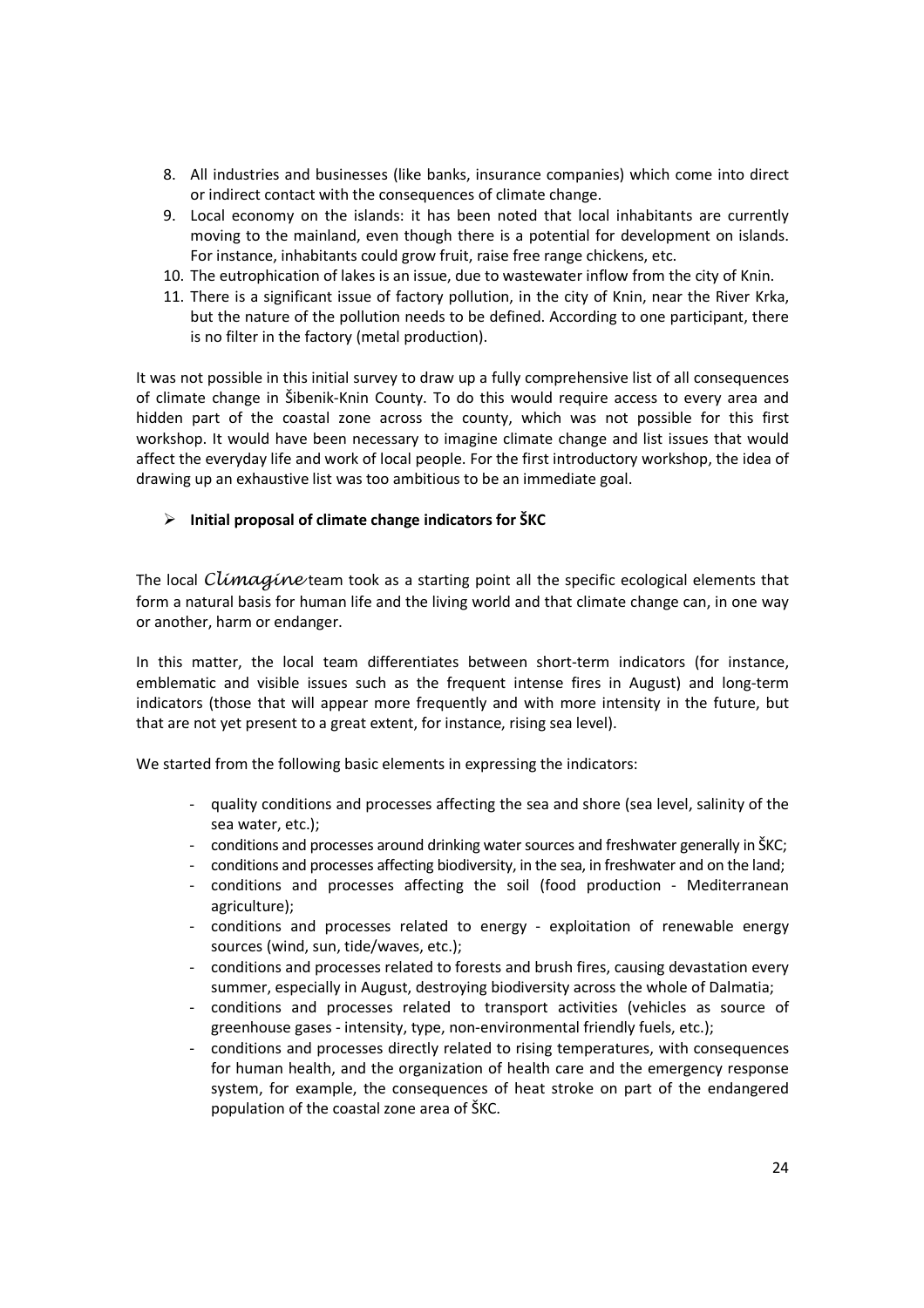8. All industries and businesses (like banks, insurance companies) which come into direct or indirect contact with the consequences of climate change.
9. Local economy on the islands: it has been noted that local inhabitants are currently moving to the mainland, even though there is a potential for development on islands. For instance, inhabitants could grow fruit, raise free range chickens, etc.
10. The eutrophication of lakes is an issue, due to wastewater inflow from the city of Knin.
11. There is a significant issue of factory pollution, in the city of Knin, near the River Krka, but the nature of the pollution needs to be defined. According to one participant, there is no filter in the factory (metal production).

It was not possible in this initial survey to draw up a fully comprehensive list of all consequences of climate change in Šibenik-Knin County. To do this would require access to every area and hidden part of the coastal zone across the county, which was not possible for this first workshop. It would have been necessary to imagine climate change and list issues that would affect the everyday life and work of local people. For the first introductory workshop, the idea of drawing up an exhaustive list was too ambitious to be an immediate goal.

- **Initial proposal of climate change indicators for ŠKC**

The local *Climagine* team took as a starting point all the specific ecological elements that form a natural basis for human life and the living world and that climate change can, in one way or another, harm or endanger.

In this matter, the local team differentiates between short-term indicators (for instance, emblematic and visible issues such as the frequent intense fires in August) and long-term indicators (those that will appear more frequently and with more intensity in the future, but that are not yet present to a great extent, for instance, rising sea level).

We started from the following basic elements in expressing the indicators:

- quality conditions and processes affecting the sea and shore (sea level, salinity of the sea water, etc.);
- conditions and processes around drinking water sources and freshwater generally in ŠKC;
- conditions and processes affecting biodiversity, in the sea, in freshwater and on the land;
- conditions and processes affecting the soil (food production - Mediterranean agriculture);
- conditions and processes related to energy - exploitation of renewable energy sources (wind, sun, tide/waves, etc.);
- conditions and processes related to forests and brush fires, causing devastation every summer, especially in August, destroying biodiversity across the whole of Dalmatia;
- conditions and processes related to transport activities (vehicles as source of greenhouse gases - intensity, type, non-environmental friendly fuels, etc.);
- conditions and processes directly related to rising temperatures, with consequences for human health, and the organization of health care and the emergency response system, for example, the consequences of heat stroke on part of the endangered population of the coastal zone area of ŠKC.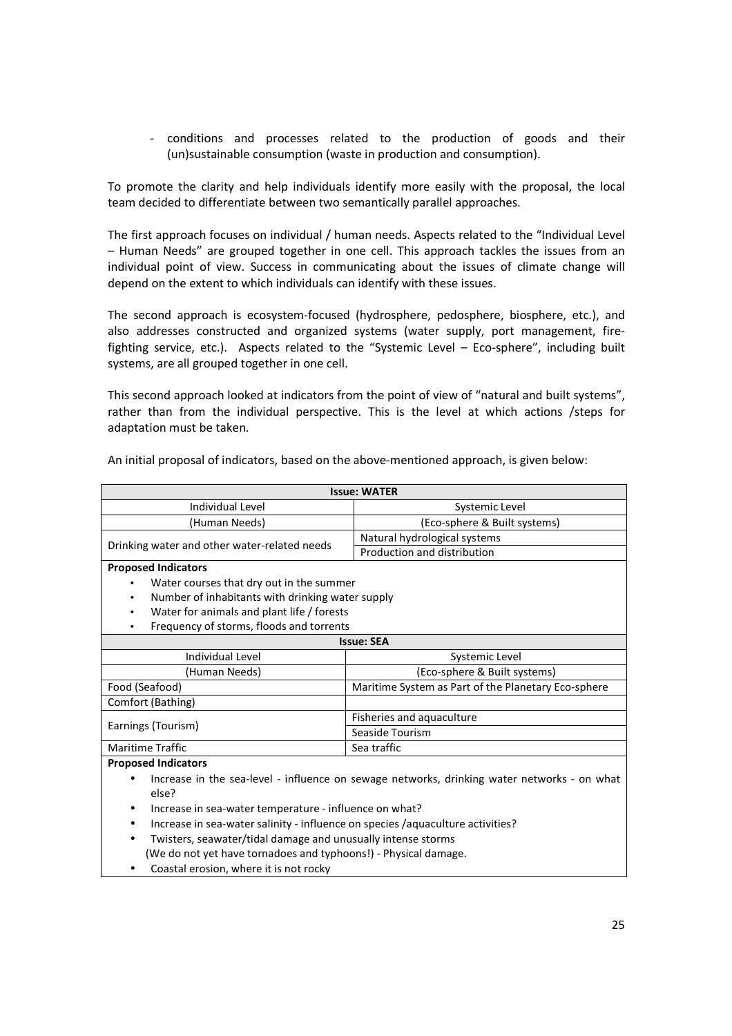- conditions and processes related to the production of goods and their (un)sustainable consumption (waste in production and consumption).

To promote the clarity and help individuals identify more easily with the proposal, the local team decided to differentiate between two semantically parallel approaches.

The first approach focuses on individual / human needs. Aspects related to the "Individual Level – Human Needs" are grouped together in one cell. This approach tackles the issues from an individual point of view. Success in communicating about the issues of climate change will depend on the extent to which individuals can identify with these issues.

The second approach is ecosystem-focused (hydrosphere, pedosphere, biosphere, etc.), and also addresses constructed and organized systems (water supply, port management, fire-fighting service, etc.). Aspects related to the "Systemic Level – Eco-sphere", including built systems, are all grouped together in one cell.

This second approach looked at indicators from the point of view of "natural and built systems", rather than from the individual perspective. This is the level at which actions /steps for adaptation must be taken.

An initial proposal of indicators, based on the above-mentioned approach, is given below:

| **Issue: WATER** | |
|---|---|
| Individual Level | Systemic Level |
| (Human Needs) | (Eco-sphere & Built systems) |
| Drinking water and other water-related needs | Natural hydrological systems |
| | Production and distribution |

**Proposed Indicators**

- Water courses that dry out in the summer
- Number of inhabitants with drinking water supply
- Water for animals and plant life / forests
- Frequency of storms, floods and torrents

| **Issue: SEA** | |
|---|---|
| Individual Level | Systemic Level |
| (Human Needs) | (Eco-sphere & Built systems) |
| Food (Seafood) | Maritime System as Part of the Planetary Eco-sphere |
| Comfort (Bathing) | |
| Earnings (Tourism) | Fisheries and aquaculture |
| | Seaside Tourism |
| Maritime Traffic | Sea traffic |

**Proposed Indicators**

- Increase in the sea-level - influence on sewage networks, drinking water networks - on what else?
- Increase in sea-water temperature - influence on what?
- Increase in sea-water salinity - influence on species /aquaculture activities?
- Twisters, seawater/tidal damage and unusually intense storms (We do not yet have tornadoes and typhoons!) - Physical damage.
- Coastal erosion, where it is not rocky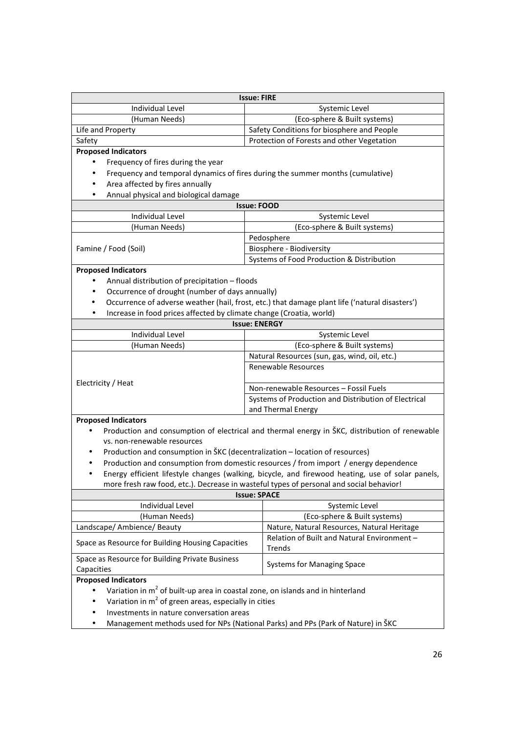| Issue: FIRE | |
|---|---|
| Individual Level | Systemic Level |
| (Human Needs) | (Eco-sphere & Built systems) |
| Life and Property | Safety Conditions for biosphere and People |
| Safety | Protection of Forests and other Vegetation |

**Proposed Indicators**

- Frequency of fires during the year
- Frequency and temporal dynamics of fires during the summer months (cumulative)
- Area affected by fires annually
- Annual physical and biological damage

| Issue: FOOD | |
|---|---|
| Individual Level | Systemic Level |
| (Human Needs) | (Eco-sphere & Built systems) |
| Famine / Food (Soil) | Pedosphere |
| | Biosphere - Biodiversity |
| | Systems of Food Production & Distribution |

**Proposed Indicators**

- Annual distribution of precipitation – floods
- Occurrence of drought (number of days annually)
- Occurrence of adverse weather (hail, frost, etc.) that damage plant life ('natural disasters')
- Increase in food prices affected by climate change (Croatia, world)

| Issue: ENERGY | |
|---|---|
| Individual Level | Systemic Level |
| (Human Needs) | (Eco-sphere & Built systems) |
| Electricity / Heat | Natural Resources (sun, gas, wind, oil, etc.) |
| | Renewable Resources |
| | Non-renewable Resources – Fossil Fuels |
| | Systems of Production and Distribution of Electrical and Thermal Energy |

**Proposed Indicators**

- Production and consumption of electrical and thermal energy in ŠKC, distribution of renewable vs. non-renewable resources
- Production and consumption in ŠKC (decentralization – location of resources)
- Production and consumption from domestic resources / from import / energy dependence
- Energy efficient lifestyle changes (walking, bicycle, and firewood heating, use of solar panels, more fresh raw food, etc.). Decrease in wasteful types of personal and social behavior!

| Issue: SPACE | |
|---|---|
| Individual Level | Systemic Level |
| (Human Needs) | (Eco-sphere & Built systems) |
| Landscape/ Ambience/ Beauty | Nature, Natural Resources, Natural Heritage |
| Space as Resource for Building Housing Capacities | Relation of Built and Natural Environment – Trends |
| Space as Resource for Building Private Business Capacities | Systems for Managing Space |

**Proposed Indicators**

- Variation in $m^2$ of built-up area in coastal zone, on islands and in hinterland
- Variation in $m^2$ of green areas, especially in cities
- Investments in nature conversation areas
- Management methods used for NPs (National Parks) and PPs (Park of Nature) in ŠKC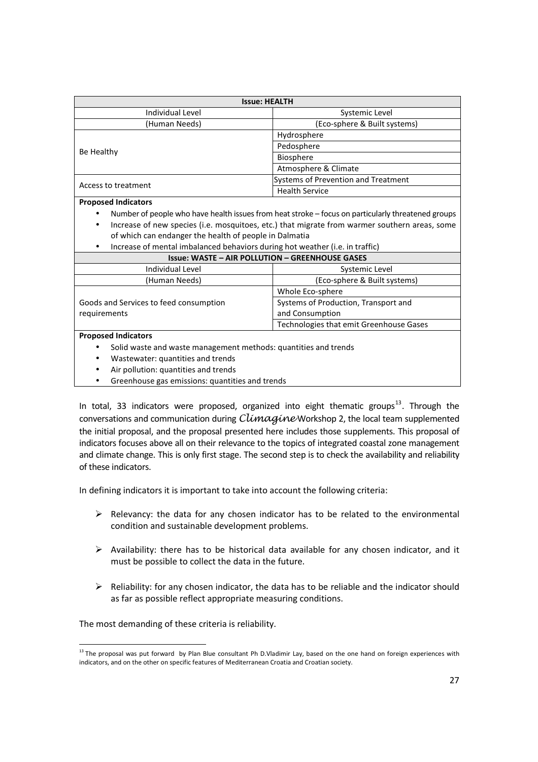| Issue: HEALTH | |
|---|---|
| Individual Level | Systemic Level |
| (Human Needs) | (Eco-sphere & Built systems) |
| Be Healthy | Hydrosphere |
| | Pedosphere |
| | Biosphere |
| | Atmosphere & Climate |
| Access to treatment | Systems of Prevention and Treatment |
| | Health Service |

**Proposed Indicators**

- Number of people who have health issues from heat stroke – focus on particularly threatened groups
- Increase of new species (i.e. mosquitoes, etc.) that migrate from warmer southern areas, some of which can endanger the health of people in Dalmatia
- Increase of mental imbalanced behaviors during hot weather (i.e. in traffic)

| Issue: WASTE – AIR POLLUTION – GREENHOUSE GASES | |
|---|---|
| Individual Level | Systemic Level |
| (Human Needs) | (Eco-sphere & Built systems) |
| Goods and Services to feed consumption requirements | Whole Eco-sphere |
| | Systems of Production, Transport and Consumption |
| | Technologies that emit Greenhouse Gases |

**Proposed Indicators**

- Solid waste and waste management methods: quantities and trends
- Wastewater: quantities and trends
- Air pollution: quantities and trends
- Greenhouse gas emissions: quantities and trends

In total, 33 indicators were proposed, organized into eight thematic groups[13]. Through the conversations and communication during *Climagine* Workshop 2, the local team supplemented the initial proposal, and the proposal presented here includes those supplements. This proposal of indicators focuses above all on their relevance to the topics of integrated coastal zone management and climate change. This is only first stage. The second step is to check the availability and reliability of these indicators.

In defining indicators it is important to take into account the following criteria:

- Relevancy: the data for any chosen indicator has to be related to the environmental condition and sustainable development problems.
- Availability: there has to be historical data available for any chosen indicator, and it must be possible to collect the data in the future.
- Reliability: for any chosen indicator, the data has to be reliable and the indicator should as far as possible reflect appropriate measuring conditions.

The most demanding of these criteria is reliability.

[13] The proposal was put forward by Plan Blue consultant Ph D.Vladimir Lay, based on the one hand on foreign experiences with indicators, and on the other on specific features of Mediterranean Croatia and Croatian society.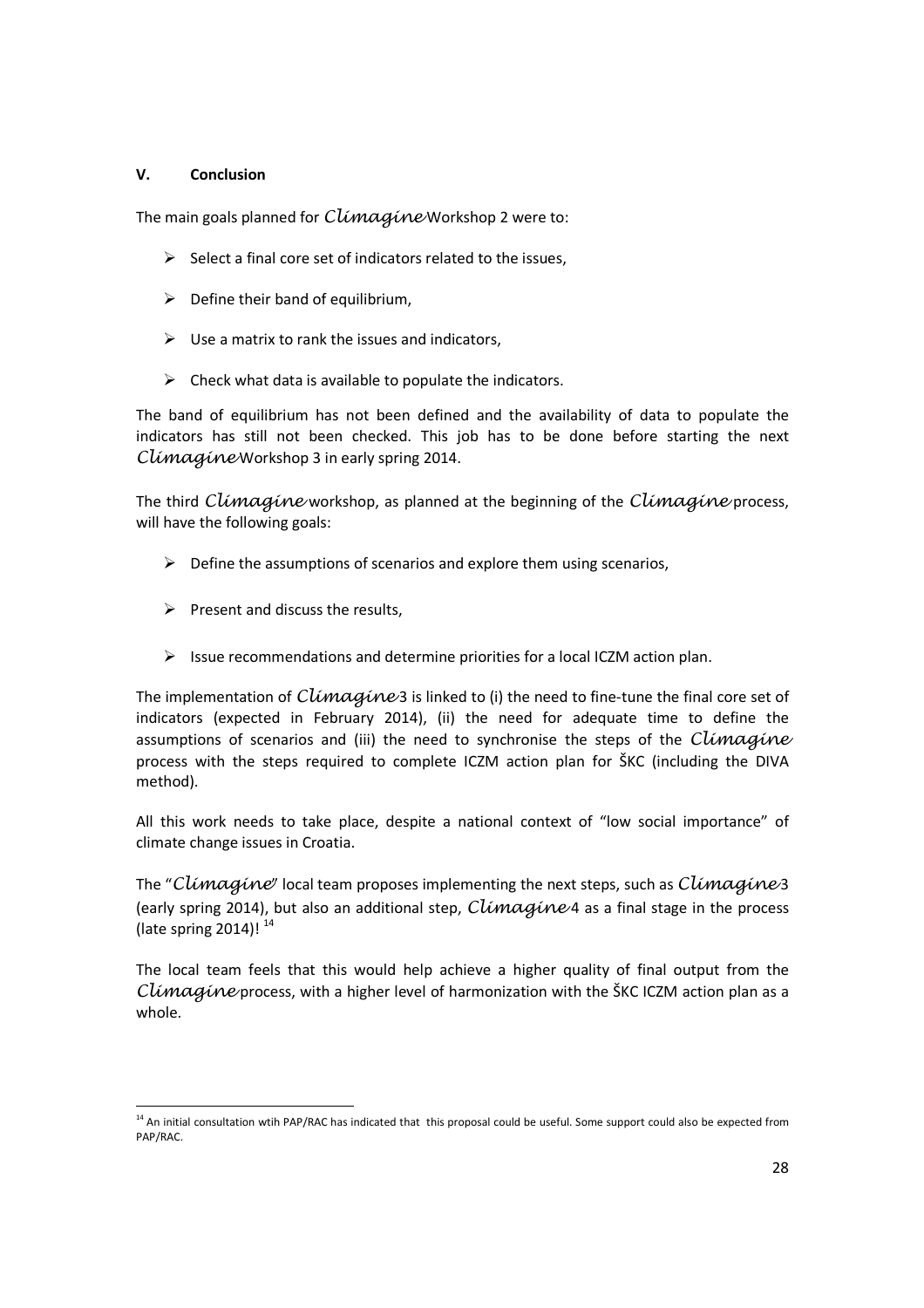## V. Conclusion

The main goals planned for *Climagine* Workshop 2 were to:

- Select a final core set of indicators related to the issues,
- Define their band of equilibrium,
- Use a matrix to rank the issues and indicators,
- Check what data is available to populate the indicators.

The band of equilibrium has not been defined and the availability of data to populate the indicators has still not been checked. This job has to be done before starting the next *Climagine* Workshop 3 in early spring 2014.

The third *Climagine* workshop, as planned at the beginning of the *Climagine* process, will have the following goals:

- Define the assumptions of scenarios and explore them using scenarios,
- Present and discuss the results,
- Issue recommendations and determine priorities for a local ICZM action plan.

The implementation of *Climagine* 3 is linked to (i) the need to fine-tune the final core set of indicators (expected in February 2014), (ii) the need for adequate time to define the assumptions of scenarios and (iii) the need to synchronise the steps of the *Climagine* process with the steps required to complete ICZM action plan for ŠKC (including the DIVA method).

All this work needs to take place, despite a national context of "low social importance" of climate change issues in Croatia.

The "*Climagine*" local team proposes implementing the next steps, such as *Climagine* 3 (early spring 2014), but also an additional step, *Climagine* 4 as a final stage in the process (late spring 2014)! [14]

The local team feels that this would help achieve a higher quality of final output from the *Climagine* process, with a higher level of harmonization with the ŠKC ICZM action plan as a whole.

---

[14] An initial consultation wtih PAP/RAC has indicated that this proposal could be useful. Some support could also be expected from PAP/RAC.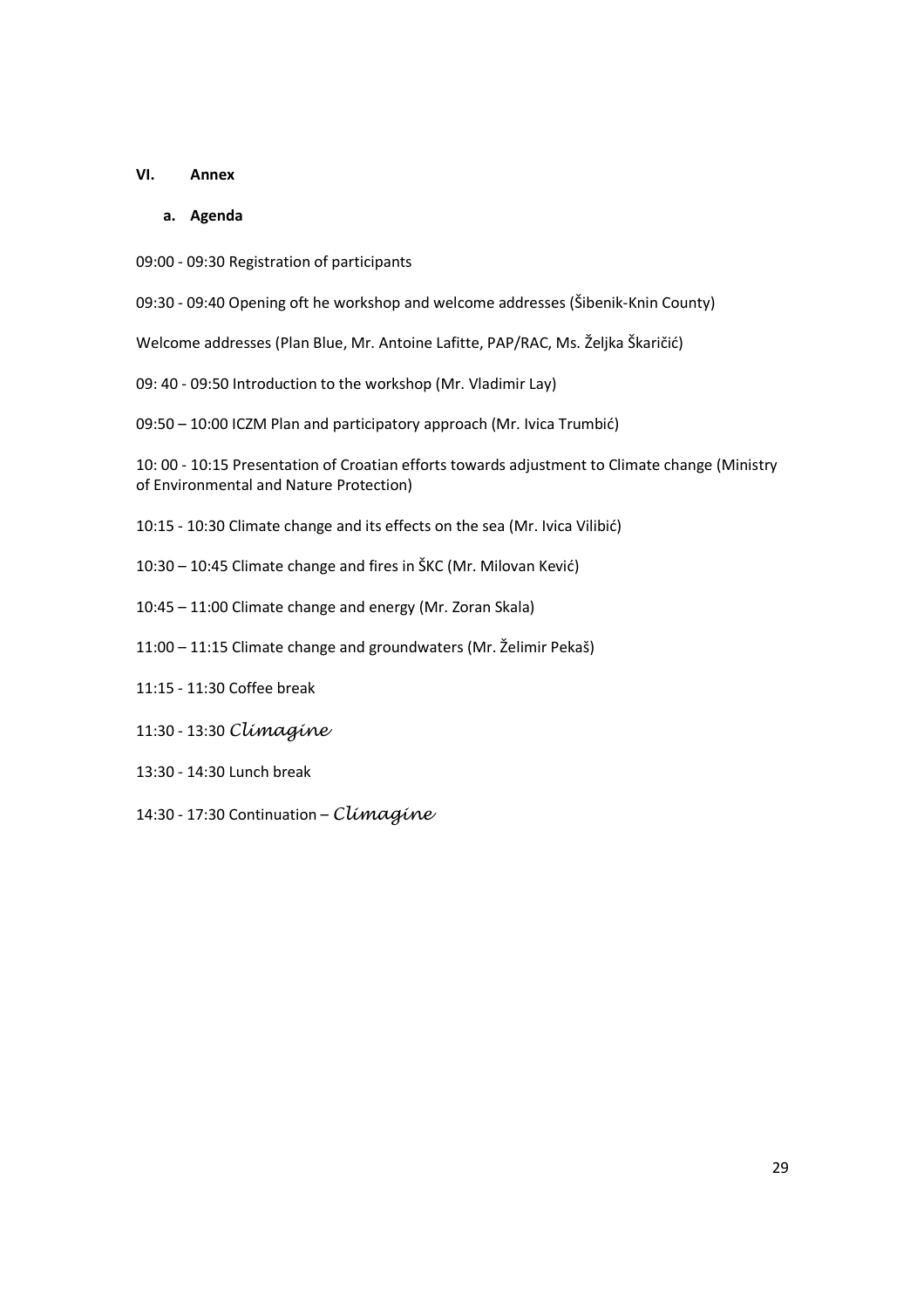# VI. Annex

## a. Agenda

09:00 - 09:30 Registration of participants

09:30 - 09:40 Opening oft he workshop and welcome addresses (Šibenik-Knin County)

Welcome addresses (Plan Blue, Mr. Antoine Lafitte, PAP/RAC, Ms. Željka Škaričić)

09: 40 - 09:50 Introduction to the workshop (Mr. Vladimir Lay)

09:50 – 10:00 ICZM Plan and participatory approach (Mr. Ivica Trumbić)

10: 00 - 10:15 Presentation of Croatian efforts towards adjustment to Climate change (Ministry of Environmental and Nature Protection)

10:15 - 10:30 Climate change and its effects on the sea (Mr. Ivica Vilibić)

10:30 – 10:45 Climate change and fires in ŠKC (Mr. Milovan Kević)

10:45 – 11:00 Climate change and energy (Mr. Zoran Skala)

11:00 – 11:15 Climate change and groundwaters (Mr. Želimir Pekaš)

11:15 - 11:30 Coffee break

11:30 - 13:30 *Climagine*

13:30 - 14:30 Lunch break

14:30 - 17:30 Continuation – *Climagine*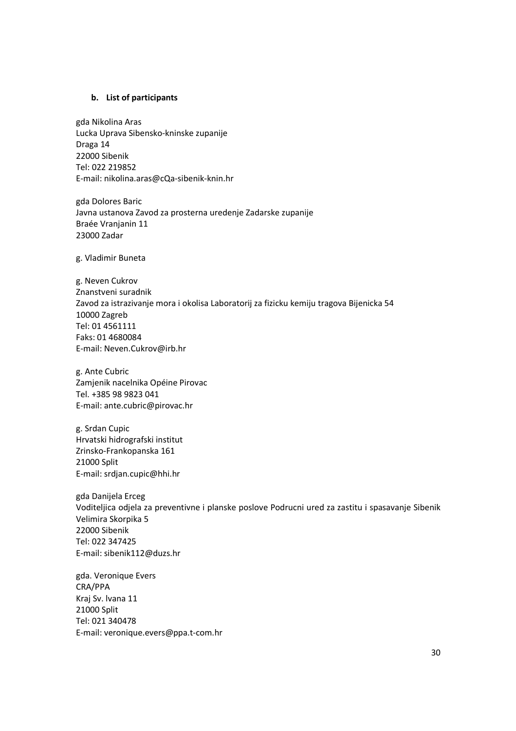**b. List of participants**

gda Nikolina Aras
Lucka Uprava Sibensko-kninske zupanije
Draga 14
22000 Sibenik
Tel: 022 219852
E-mail: nikolina.aras@cQa-sibenik-knin.hr

gda Dolores Baric
Javna ustanova Zavod za prosterna uredenje Zadarske zupanije
Braée Vranjanin 11
23000 Zadar

g. Vladimir Buneta

g. Neven Cukrov
Znanstveni suradnik
Zavod za istrazivanje mora i okolisa Laboratorij za fizicku kemiju tragova Bijenicka 54
10000 Zagreb
Tel: 01 4561111
Faks: 01 4680084
E-mail: Neven.Cukrov@irb.hr

g. Ante Cubric
Zamjenik nacelnika Opéine Pirovac
Tel. +385 98 9823 041
E-mail: ante.cubric@pirovac.hr

g. Srdan Cupic
Hrvatski hidrografski institut
Zrinsko-Frankopanska 161
21000 Split
E-mail: srdjan.cupic@hhi.hr

gda Danijela Erceg
Voditeljica odjela za preventivne i planske poslove Podrucni ured za zastitu i spasavanje Sibenik
Velimira Skorpika 5
22000 Sibenik
Tel: 022 347425
E-mail: sibenik112@duzs.hr

gda. Veronique Evers
CRA/PPA
Kraj Sv. lvana 11
21000 Split
Tel: 021 340478
E-mail: veronique.evers@ppa.t-com.hr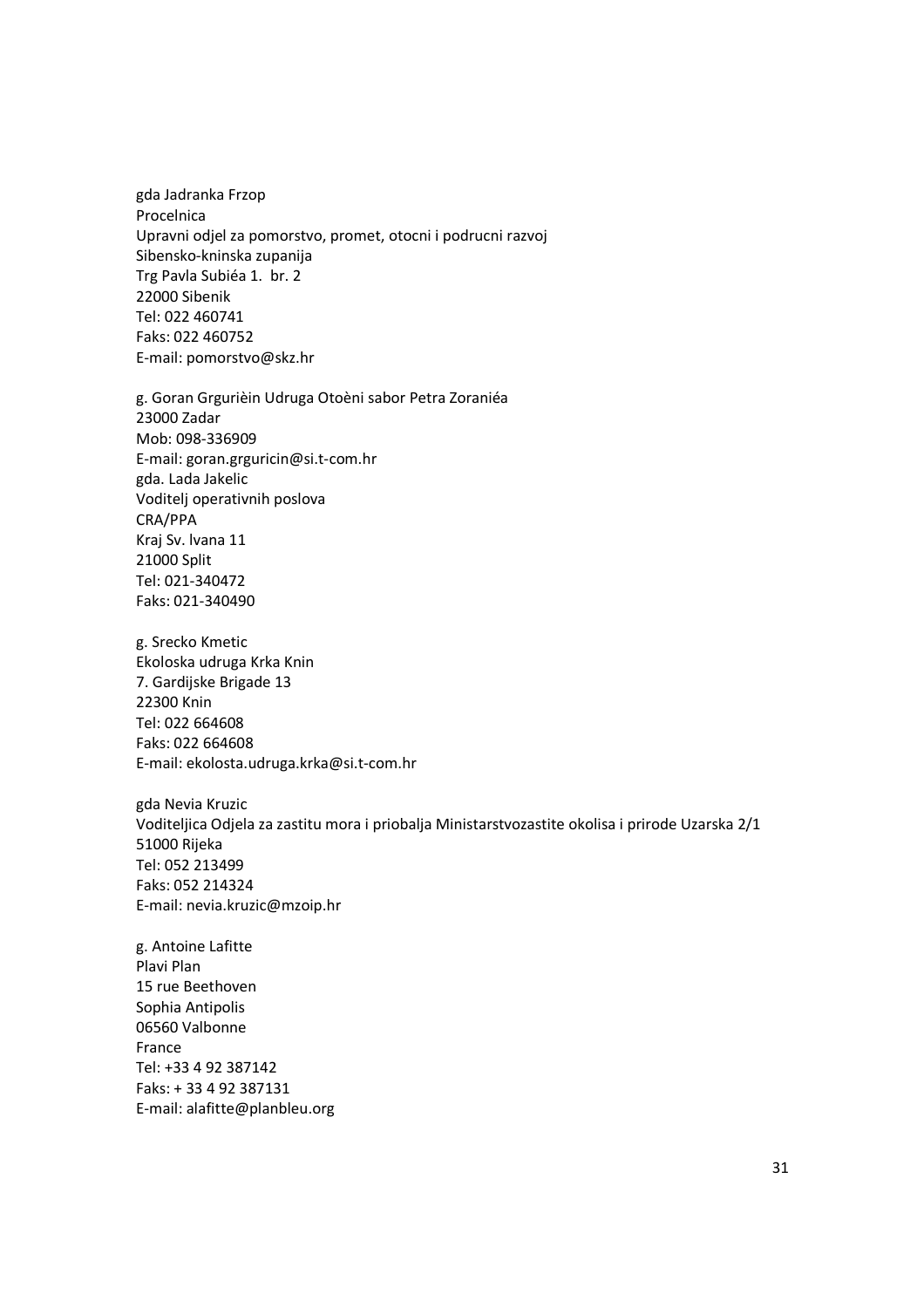gda Jadranka Frzop
Procelnica
Upravni odjel za pomorstvo, promet, otocni i podrucni razvoj
Sibensko-kninska zupanija
Trg Pavla Subiéa 1. br. 2
22000 Sibenik
Tel: 022 460741
Faks: 022 460752
E-mail: pomorstvo@skz.hr

g. Goran Grgurièin Udruga Otoèni sabor Petra Zoraniéa
23000 Zadar
Mob: 098-336909
E-mail: goran.grguricin@si.t-com.hr
gda. Lada Jakelic
Voditelj operativnih poslova
CRA/PPA
Kraj Sv. lvana 11
21000 Split
Tel: 021-340472
Faks: 021-340490

g. Srecko Kmetic
Ekoloska udruga Krka Knin
7. Gardijske Brigade 13
22300 Knin
Tel: 022 664608
Faks: 022 664608
E-mail: ekolosta.udruga.krka@si.t-com.hr

gda Nevia Kruzic
Voditeljica Odjela za zastitu mora i priobalja Ministarstvozastite okolisa i prirode Uzarska 2/1
51000 Rijeka
Tel: 052 213499
Faks: 052 214324
E-mail: nevia.kruzic@mzoip.hr

g. Antoine Lafitte
Plavi Plan
15 rue Beethoven
Sophia Antipolis
06560 Valbonne
France
Tel: +33 4 92 387142
Faks: + 33 4 92 387131
E-mail: alafitte@planbleu.org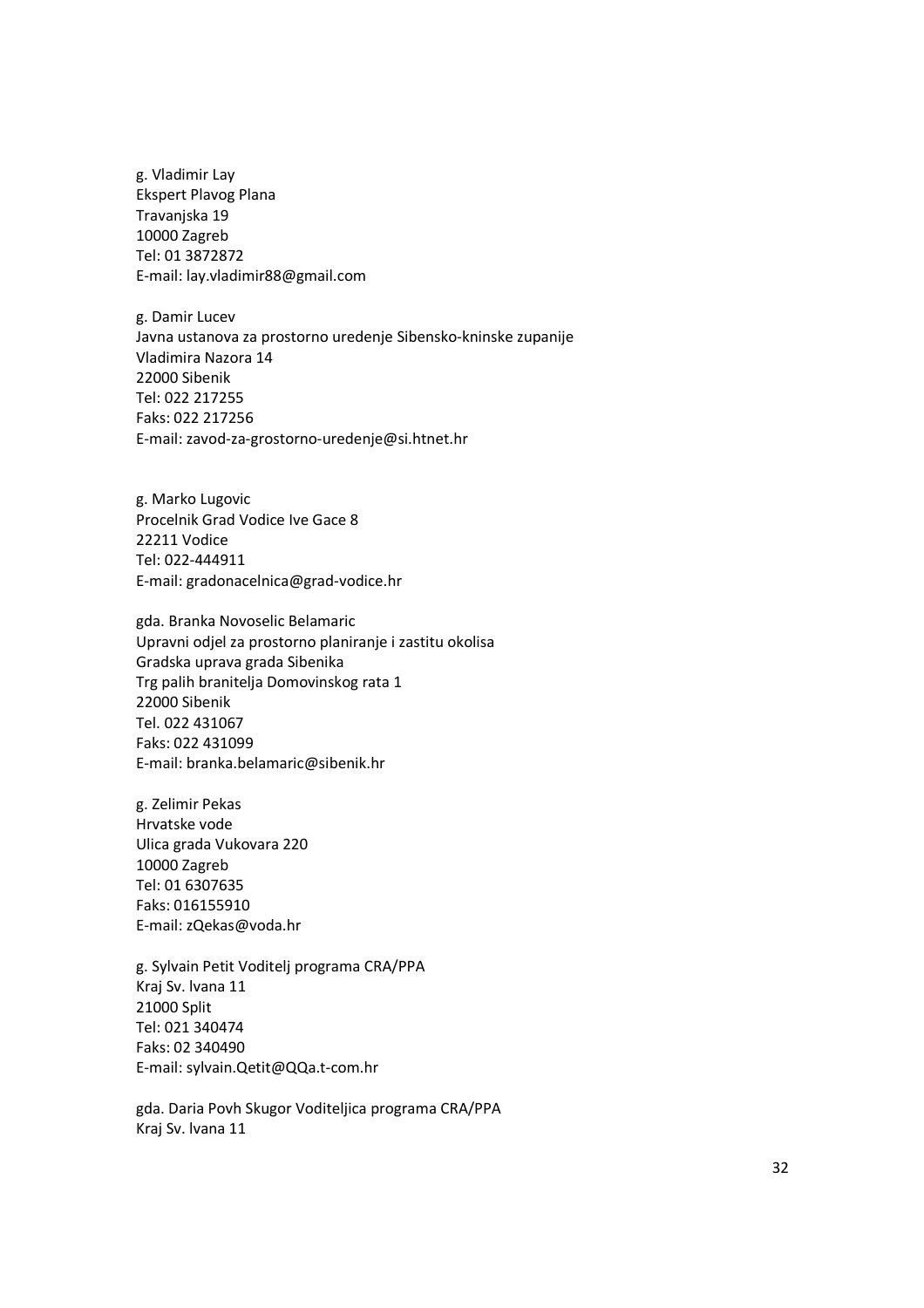g. Vladimir Lay
Ekspert Plavog Plana
Travanjska 19
10000 Zagreb
Tel: 01 3872872
E-mail: lay.vladimir88@gmail.com

g. Damir Lucev
Javna ustanova za prostorno uredenje Sibensko-kninske zupanije
Vladimira Nazora 14
22000 Sibenik
Tel: 022 217255
Faks: 022 217256
E-mail: zavod-za-grostorno-uredenje@si.htnet.hr

g. Marko Lugovic
Procelnik Grad Vodice Ive Gace 8
22211 Vodice
Tel: 022-444911
E-mail: gradonacelnica@grad-vodice.hr

gda. Branka Novoselic Belamaric
Upravni odjel za prostorno planiranje i zastitu okolisa
Gradska uprava grada Sibenika
Trg palih branitelja Domovinskog rata 1
22000 Sibenik
Tel. 022 431067
Faks: 022 431099
E-mail: branka.belamaric@sibenik.hr

g. Zelimir Pekas
Hrvatske vode
Ulica grada Vukovara 220
10000 Zagreb
Tel: 01 6307635
Faks: 016155910
E-mail: zQekas@voda.hr

g. Sylvain Petit Voditelj programa CRA/PPA
Kraj Sv. lvana 11
21000 Split
Tel: 021 340474
Faks: 02 340490
E-mail: sylvain.Qetit@QQa.t-com.hr

gda. Daria Povh Skugor Voditeljica programa CRA/PPA
Kraj Sv. lvana 11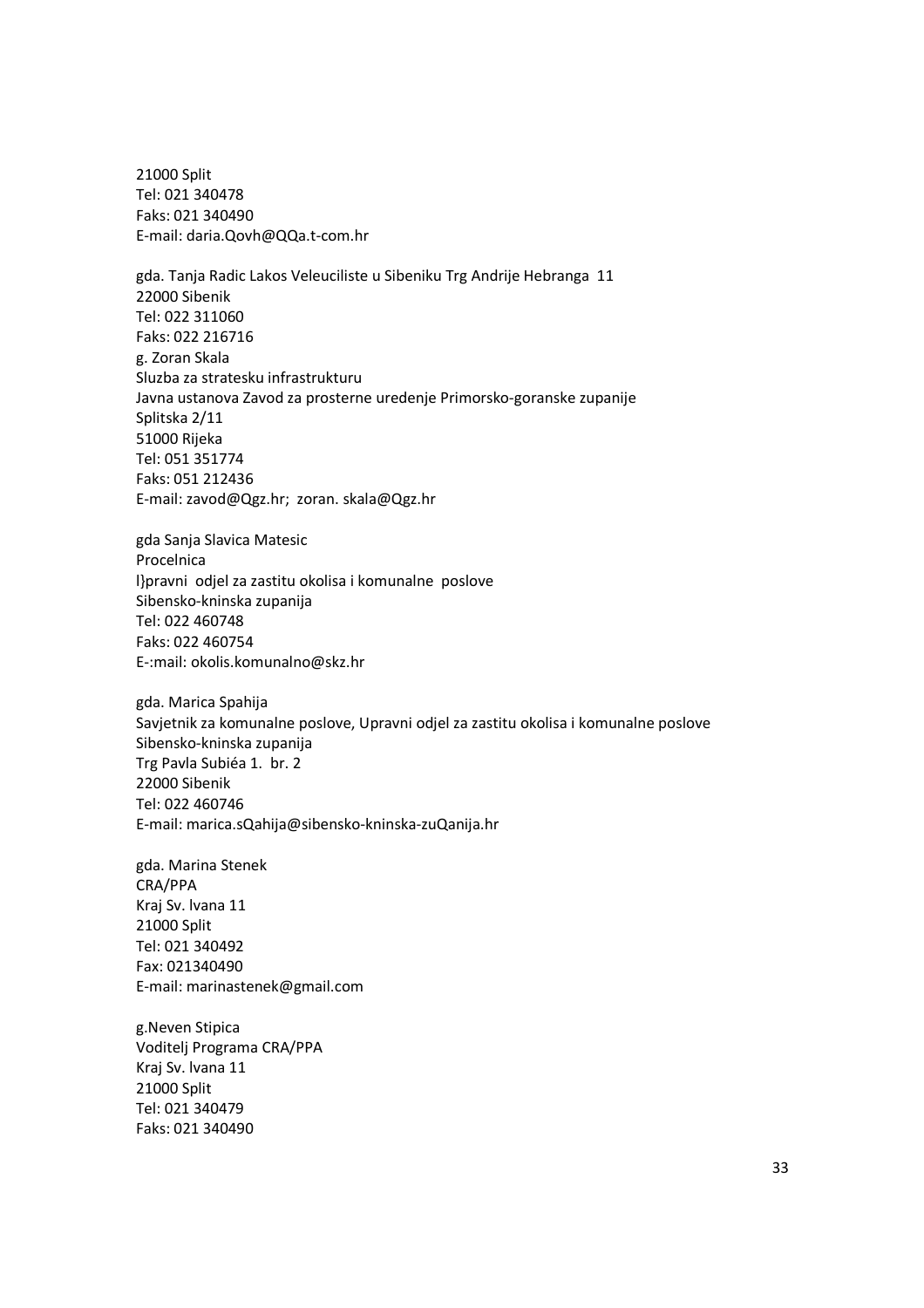21000 Split
Tel: 021 340478
Faks: 021 340490
E-mail: daria.Qovh@QQa.t-com.hr

gda. Tanja Radic Lakos Veleuciliste u Sibeniku Trg Andrije Hebranga 11
22000 Sibenik
Tel: 022 311060
Faks: 022 216716
g. Zoran Skala
Sluzba za stratesku infrastrukturu
Javna ustanova Zavod za prosterne uredenje Primorsko-goranske zupanije
Splitska 2/11
51000 Rijeka
Tel: 051 351774
Faks: 051 212436
E-mail: zavod@Qgz.hr; zoran. skala@Qgz.hr

gda Sanja Slavica Matesic
Procelnica
l}pravni odjel za zastitu okolisa i komunalne poslove
Sibensko-kninska zupanija
Tel: 022 460748
Faks: 022 460754
E-:mail: okolis.komunalno@skz.hr

gda. Marica Spahija
Savjetnik za komunalne poslove, Upravni odjel za zastitu okolisa i komunalne poslove
Sibensko-kninska zupanija
Trg Pavla Subiéa 1. br. 2
22000 Sibenik
Tel: 022 460746
E-mail: marica.sQahija@sibensko-kninska-zuQanija.hr

gda. Marina Stenek
CRA/PPA
Kraj Sv. lvana 11
21000 Split
Tel: 021 340492
Fax: 021340490
E-mail: marinastenek@gmail.com

g.Neven Stipica
Voditelj Programa CRA/PPA
Kraj Sv. lvana 11
21000 Split
Tel: 021 340479
Faks: 021 340490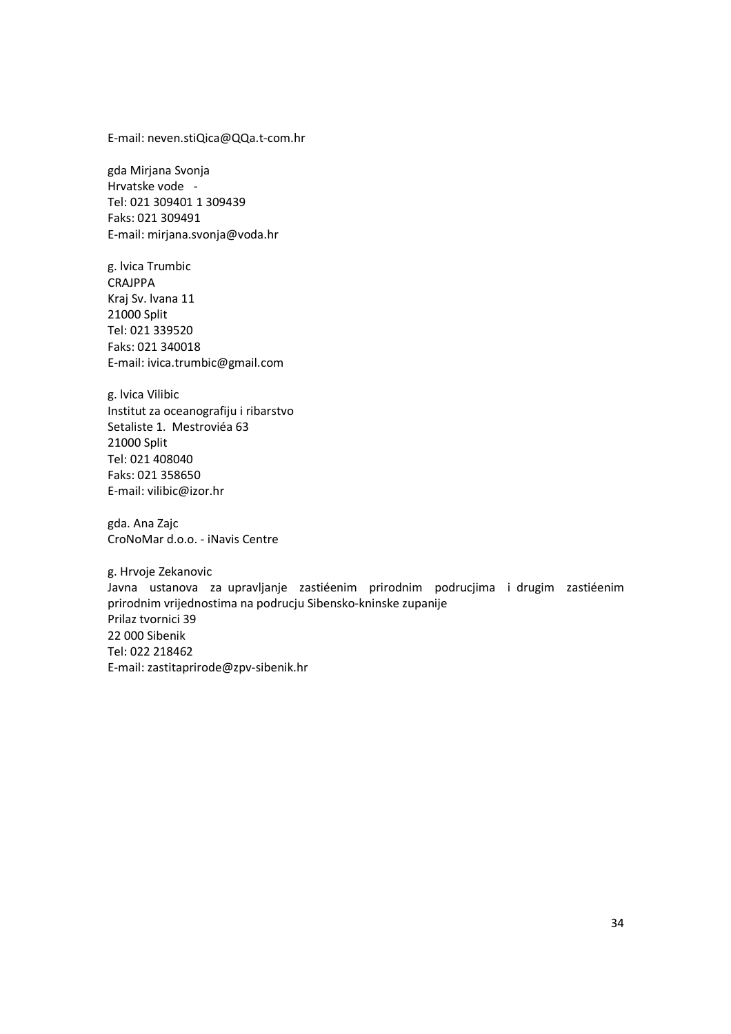E-mail: neven.stiQica@QQa.t-com.hr

gda Mirjana Svonja  
Hrvatske vode -  
Tel: 021 309401 1 309439  
Faks: 021 309491  
E-mail: mirjana.svonja@voda.hr

g. lvica Trumbic  
CRAJPPA  
Kraj Sv. lvana 11  
21000 Split  
Tel: 021 339520  
Faks: 021 340018  
E-mail: ivica.trumbic@gmail.com

g. lvica Vilibic  
Institut za oceanografiju i ribarstvo  
Setaliste 1. Mestroviéa 63  
21000 Split  
Tel: 021 408040  
Faks: 021 358650  
E-mail: vilibic@izor.hr

gda. Ana Zajc  
CroNoMar d.o.o. - iNavis Centre

g. Hrvoje Zekanovic  
Javna ustanova za upravljanje zastiéenim prirodnim podrucjima i drugim zastiéenim prirodnim vrijednostima na podrucju Sibensko-kninske zupanije  
Prilaz tvornici 39  
22 000 Sibenik  
Tel: 022 218462  
E-mail: zastitaprirode@zpv-sibenik.hr